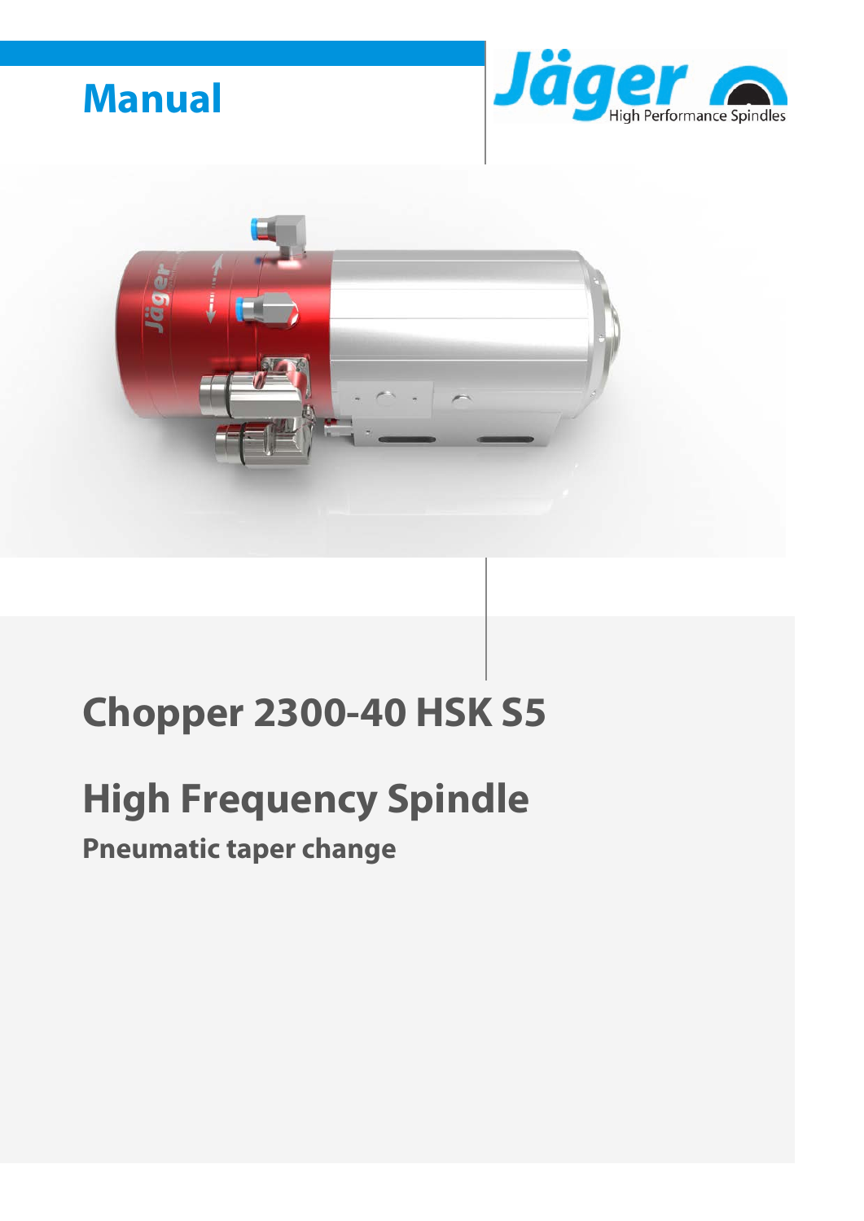# Manual

Jäger High Performance Spindles

# Chopper 2300-40 HSK S5

# High Frequency Spindle

## Pneumatic taper change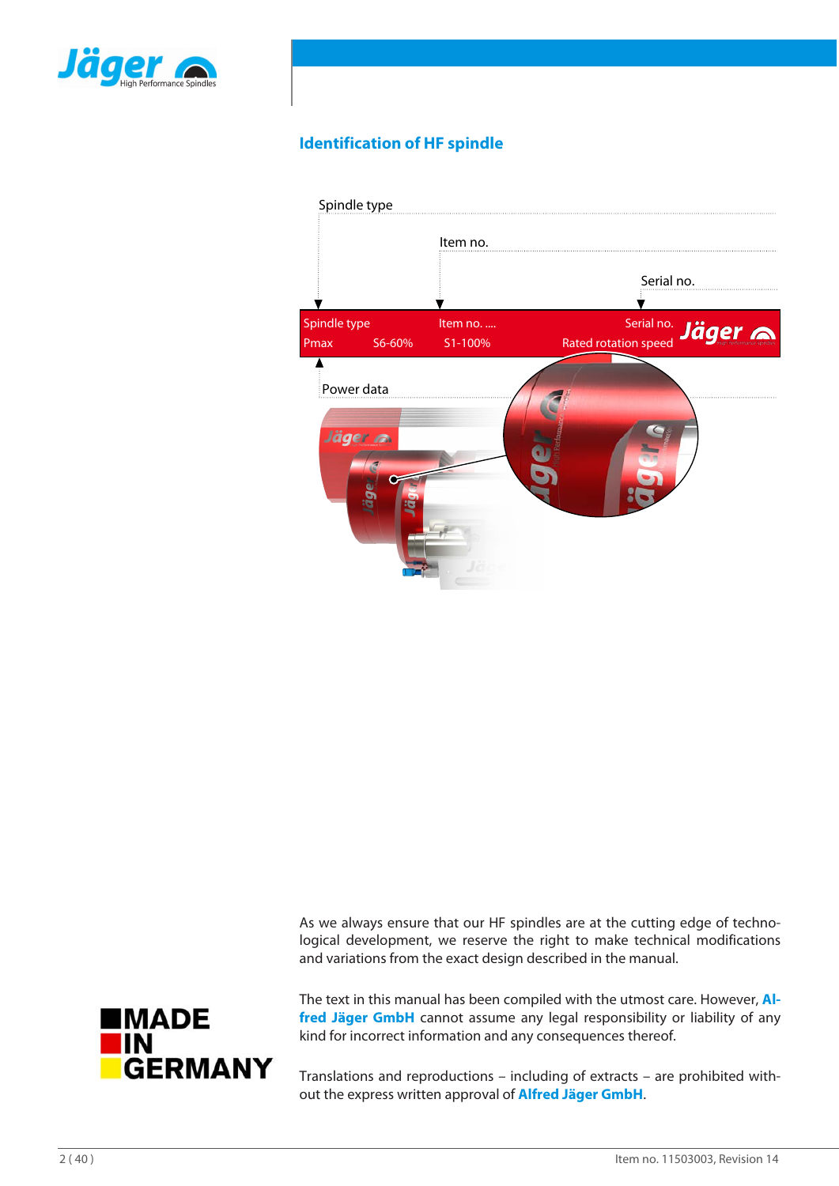## Identification of HF spindle

Spindle type

Item no.

Serial no.

| Spindle type | | Item no. .... | Serial no. |
|---|---|---|---|
| Pmax | S6-60% | S1-100% | Rated rotation speed |

Power data

As we always ensure that our HF spindles are at the cutting edge of technological development, we reserve the right to make technical modifications and variations from the exact design described in the manual.

The text in this manual has been compiled with the utmost care. However, **Alfred Jäger GmbH** cannot assume any legal responsibility or liability of any kind for incorrect information and any consequences thereof.

Translations and reproductions – including of extracts – are prohibited without the express written approval of **Alfred Jäger GmbH**.

MADE IN GERMANY

Item no. 11503003, Revision 14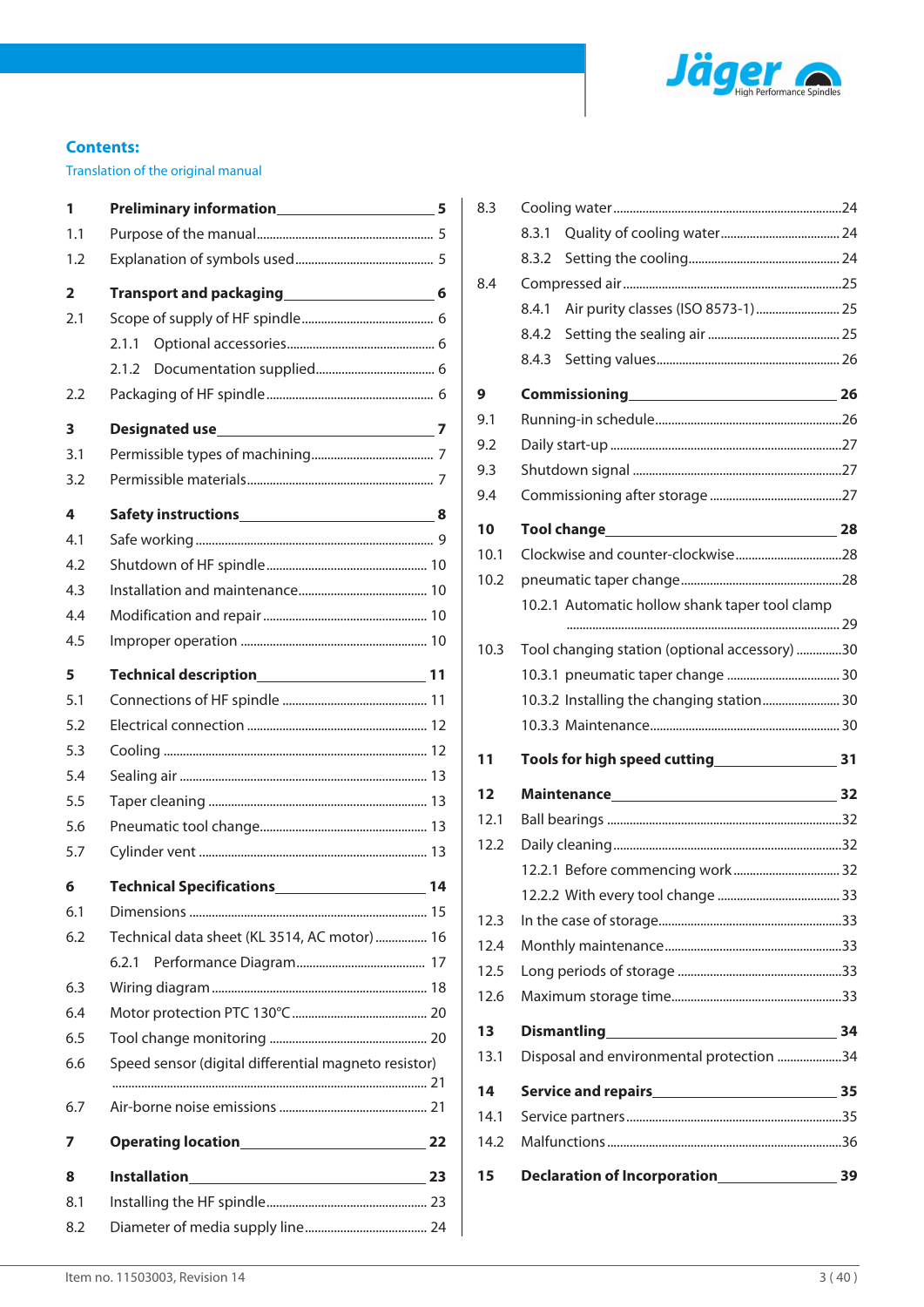## Contents:

Translation of the original manual

**1 Preliminary information** 5
- 1.1 Purpose of the manual 5
- 1.2 Explanation of symbols used 5

**2 Transport and packaging** 6
- 2.1 Scope of supply of HF spindle 6
  - 2.1.1 Optional accessories 6
  - 2.1.2 Documentation supplied 6
- 2.2 Packaging of HF spindle 6

**3 Designated use** 7
- 3.1 Permissible types of machining 7
- 3.2 Permissible materials 7

**4 Safety instructions** 8
- 4.1 Safe working 9
- 4.2 Shutdown of HF spindle 10
- 4.3 Installation and maintenance 10
- 4.4 Modification and repair 10
- 4.5 Improper operation 10

**5 Technical description** 11
- 5.1 Connections of HF spindle 11
- 5.2 Electrical connection 12
- 5.3 Cooling 12
- 5.4 Sealing air 13
- 5.5 Taper cleaning 13
- 5.6 Pneumatic tool change 13
- 5.7 Cylinder vent 13

**6 Technical Specifications** 14
- 6.1 Dimensions 15
- 6.2 Technical data sheet (KL 3514, AC motor) 16
  - 6.2.1 Performance Diagram 17
- 6.3 Wiring diagram 18
- 6.4 Motor protection PTC 130°C 20
- 6.5 Tool change monitoring 20
- 6.6 Speed sensor (digital differential magneto resistor) 21
- 6.7 Air-borne noise emissions 21

**7 Operating location** 22

**8 Installation** 23
- 8.1 Installing the HF spindle 23
- 8.2 Diameter of media supply line 24
- 8.3 Cooling water 24
  - 8.3.1 Quality of cooling water 24
  - 8.3.2 Setting the cooling 24
- 8.4 Compressed air 25
  - 8.4.1 Air purity classes (ISO 8573-1) 25
  - 8.4.2 Setting the sealing air 25
  - 8.4.3 Setting values 26

**9 Commissioning** 26
- 9.1 Running-in schedule 26
- 9.2 Daily start-up 27
- 9.3 Shutdown signal 27
- 9.4 Commissioning after storage 27

**10 Tool change** 28
- 10.1 Clockwise and counter-clockwise 28
- 10.2 pneumatic taper change 28
  - 10.2.1 Automatic hollow shank taper tool clamp 29
- 10.3 Tool changing station (optional accessory) 30
  - 10.3.1 pneumatic taper change 30
  - 10.3.2 Installing the changing station 30
  - 10.3.3 Maintenance 30

**11 Tools for high speed cutting** 31

**12 Maintenance** 32
- 12.1 Ball bearings 32
- 12.2 Daily cleaning 32
  - 12.2.1 Before commencing work 32
  - 12.2.2 With every tool change 33
- 12.3 In the case of storage 33
- 12.4 Monthly maintenance 33
- 12.5 Long periods of storage 33
- 12.6 Maximum storage time 33

**13 Dismantling** 34
- 13.1 Disposal and environmental protection 34

**14 Service and repairs** 35
- 14.1 Service partners 35
- 14.2 Malfunctions 36

**15 Declaration of Incorporation** 39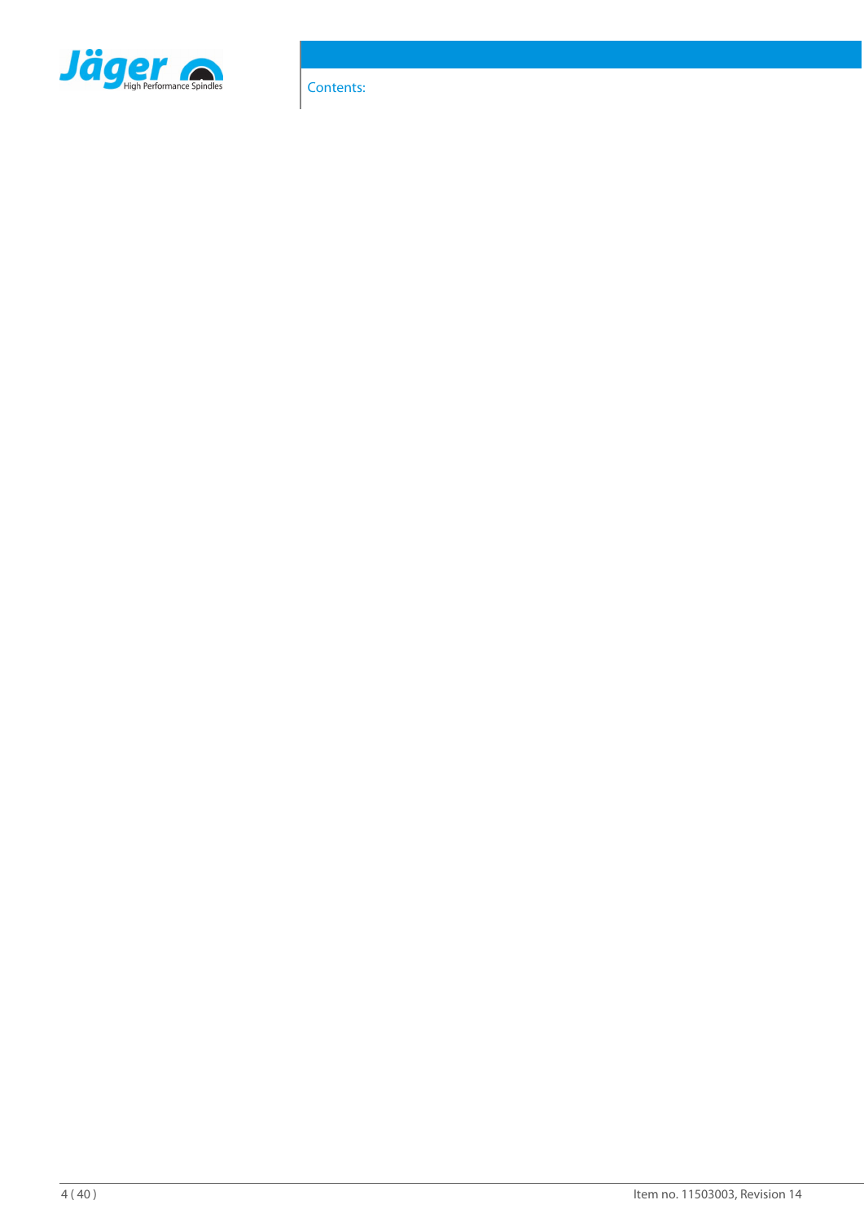Contents: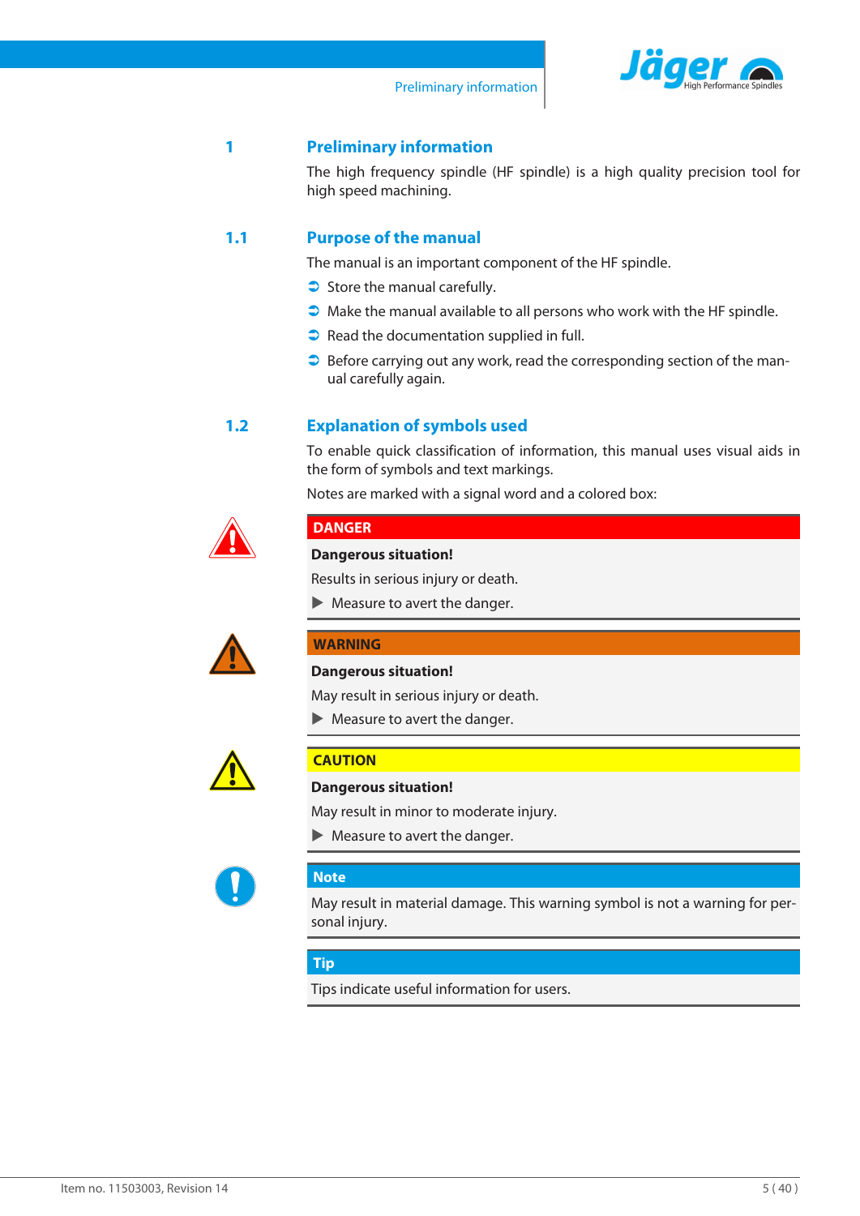# 1 Preliminary information

The high frequency spindle (HF spindle) is a high quality precision tool for high speed machining.

## 1.1 Purpose of the manual

The manual is an important component of the HF spindle.

- Store the manual carefully.
- Make the manual available to all persons who work with the HF spindle.
- Read the documentation supplied in full.
- Before carrying out any work, read the corresponding section of the manual carefully again.

## 1.2 Explanation of symbols used

To enable quick classification of information, this manual uses visual aids in the form of symbols and text markings.

Notes are marked with a signal word and a colored box:

**DANGER**

**Dangerous situation!**

Results in serious injury or death.

▶ Measure to avert the danger.

**WARNING**

**Dangerous situation!**

May result in serious injury or death.

▶ Measure to avert the danger.

**CAUTION**

**Dangerous situation!**

May result in minor to moderate injury.

▶ Measure to avert the danger.

**Note**

May result in material damage. This warning symbol is not a warning for personal injury.

**Tip**

Tips indicate useful information for users.

Item no. 11503003, Revision 14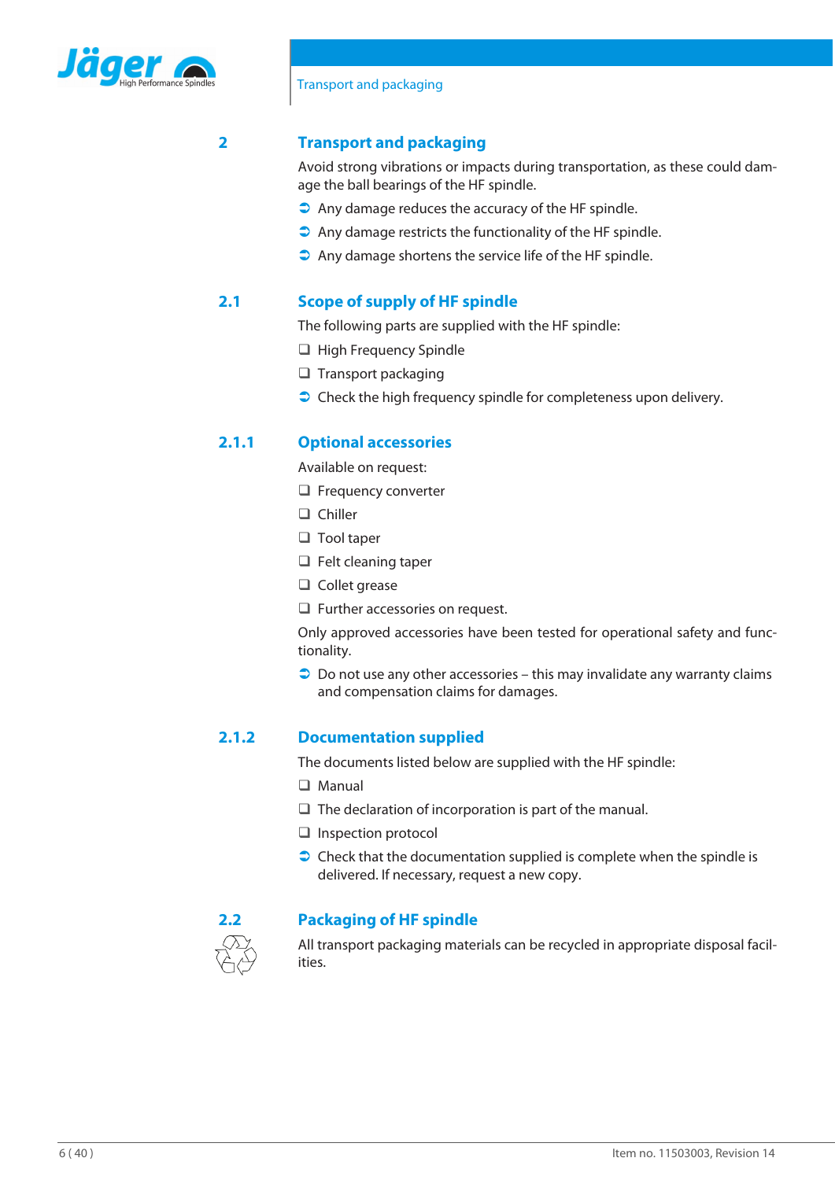# 2 Transport and packaging

Avoid strong vibrations or impacts during transportation, as these could damage the ball bearings of the HF spindle.

- ➲ Any damage reduces the accuracy of the HF spindle.
- ➲ Any damage restricts the functionality of the HF spindle.
- ➲ Any damage shortens the service life of the HF spindle.

## 2.1 Scope of supply of HF spindle

The following parts are supplied with the HF spindle:

- ❑ High Frequency Spindle
- ❑ Transport packaging
- ➲ Check the high frequency spindle for completeness upon delivery.

### 2.1.1 Optional accessories

Available on request:

- ❑ Frequency converter
- ❑ Chiller
- ❑ Tool taper
- ❑ Felt cleaning taper
- ❑ Collet grease
- ❑ Further accessories on request.

Only approved accessories have been tested for operational safety and functionality.

- ➲ Do not use any other accessories – this may invalidate any warranty claims and compensation claims for damages.

### 2.1.2 Documentation supplied

The documents listed below are supplied with the HF spindle:

- ❑ Manual
- ❑ The declaration of incorporation is part of the manual.
- ❑ Inspection protocol
- ➲ Check that the documentation supplied is complete when the spindle is delivered. If necessary, request a new copy.

## 2.2 Packaging of HF spindle

All transport packaging materials can be recycled in appropriate disposal facilities.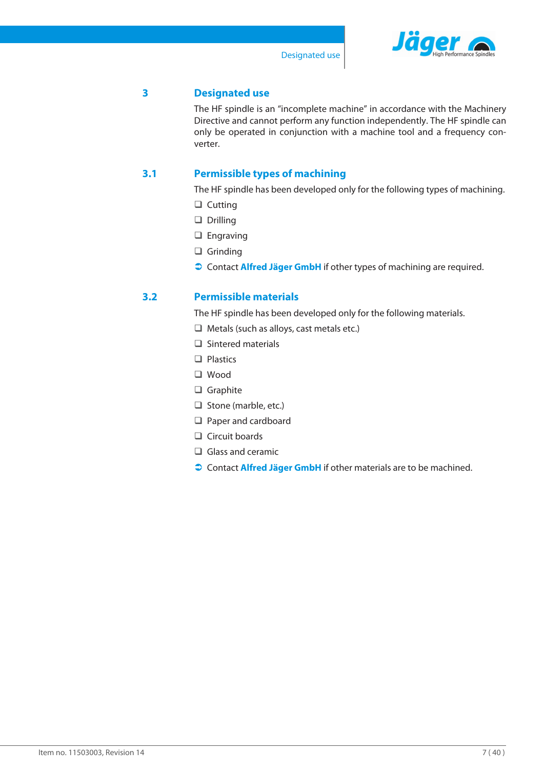# 3 Designated use

The HF spindle is an “incomplete machine” in accordance with the Machinery Directive and cannot perform any function independently. The HF spindle can only be operated in conjunction with a machine tool and a frequency converter.

## 3.1 Permissible types of machining

The HF spindle has been developed only for the following types of machining.

- Cutting
- Drilling
- Engraving
- Grinding

➲ Contact **Alfred Jäger GmbH** if other types of machining are required.

## 3.2 Permissible materials

The HF spindle has been developed only for the following materials.

- Metals (such as alloys, cast metals etc.)
- Sintered materials
- Plastics
- Wood
- Graphite
- Stone (marble, etc.)
- Paper and cardboard
- Circuit boards
- Glass and ceramic

➲ Contact **Alfred Jäger GmbH** if other materials are to be machined.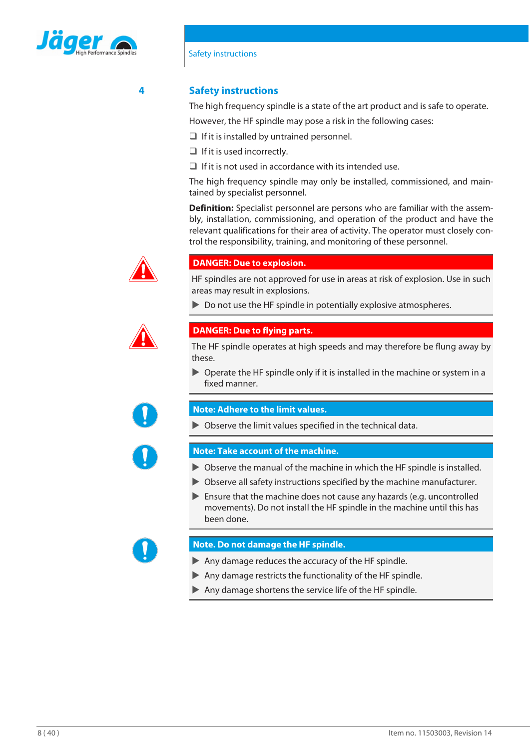# 4 Safety instructions

The high frequency spindle is a state of the art product and is safe to operate.

However, the HF spindle may pose a risk in the following cases:

- If it is installed by untrained personnel.
- If it is used incorrectly.
- If it is not used in accordance with its intended use.

The high frequency spindle may only be installed, commissioned, and maintained by specialist personnel.

**Definition:** Specialist personnel are persons who are familiar with the assembly, installation, commissioning, and operation of the product and have the relevant qualifications for their area of activity. The operator must closely control the responsibility, training, and monitoring of these personnel.

**DANGER: Due to explosion.**

HF spindles are not approved for use in areas at risk of explosion. Use in such areas may result in explosions.

- Do not use the HF spindle in potentially explosive atmospheres.

**DANGER: Due to flying parts.**

The HF spindle operates at high speeds and may therefore be flung away by these.

- Operate the HF spindle only if it is installed in the machine or system in a fixed manner.

**Note: Adhere to the limit values.**

- Observe the limit values specified in the technical data.

**Note: Take account of the machine.**

- Observe the manual of the machine in which the HF spindle is installed.
- Observe all safety instructions specified by the machine manufacturer.
- Ensure that the machine does not cause any hazards (e.g. uncontrolled movements). Do not install the HF spindle in the machine until this has been done.

**Note. Do not damage the HF spindle.**

- Any damage reduces the accuracy of the HF spindle.
- Any damage restricts the functionality of the HF spindle.
- Any damage shortens the service life of the HF spindle.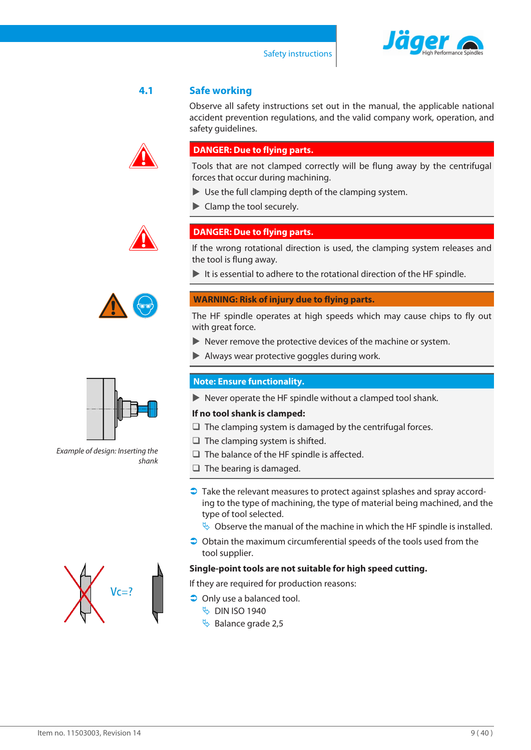## 4.1 Safe working

Observe all safety instructions set out in the manual, the applicable national accident prevention regulations, and the valid company work, operation, and safety guidelines.

**DANGER: Due to flying parts.**

Tools that are not clamped correctly will be flung away by the centrifugal forces that occur during machining.

- ▶ Use the full clamping depth of the clamping system.
- ▶ Clamp the tool securely.

**DANGER: Due to flying parts.**

If the wrong rotational direction is used, the clamping system releases and the tool is flung away.

- ▶ It is essential to adhere to the rotational direction of the HF spindle.

**WARNING: Risk of injury due to flying parts.**

The HF spindle operates at high speeds which may cause chips to fly out with great force.

- ▶ Never remove the protective devices of the machine or system.
- ▶ Always wear protective goggles during work.

**Note: Ensure functionality.**

- ▶ Never operate the HF spindle without a clamped tool shank.

**If no tool shank is clamped:**

- ❑ The clamping system is damaged by the centrifugal forces.
- ❑ The clamping system is shifted.
- ❑ The balance of the HF spindle is affected.
- ❑ The bearing is damaged.

*Example of design: Inserting the shank*

- ➲ Take the relevant measures to protect against splashes and spray according to the type of machining, the type of material being machined, and the type of tool selected.
  - ↳ Observe the manual of the machine in which the HF spindle is installed.
- ➲ Obtain the maximum circumferential speeds of the tools used from the tool supplier.

Vc=?

**Single-point tools are not suitable for high speed cutting.**

If they are required for production reasons:

- ➲ Only use a balanced tool.
  - ↳ DIN ISO 1940
  - ↳ Balance grade 2,5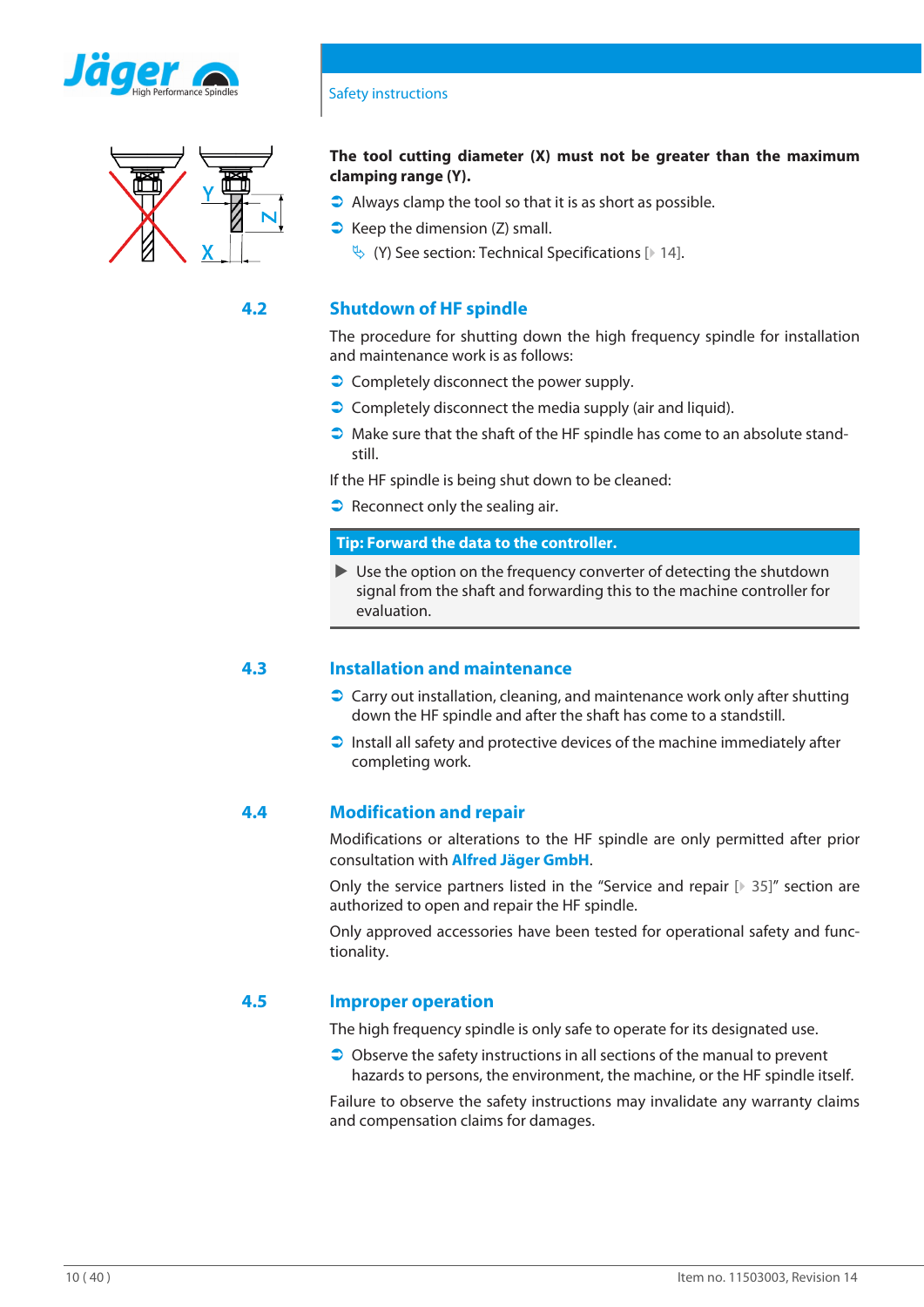**The tool cutting diameter (X) must not be greater than the maximum clamping range (Y).**

- Always clamp the tool so that it is as short as possible.
- Keep the dimension (Z) small.
  - (Y) See section: Technical Specifications [ 14].

## 4.2 Shutdown of HF spindle

The procedure for shutting down the high frequency spindle for installation and maintenance work is as follows:

- Completely disconnect the power supply.
- Completely disconnect the media supply (air and liquid).
- Make sure that the shaft of the HF spindle has come to an absolute standstill.

If the HF spindle is being shut down to be cleaned:

- Reconnect only the sealing air.

**Tip: Forward the data to the controller.**

- Use the option on the frequency converter of detecting the shutdown signal from the shaft and forwarding this to the machine controller for evaluation.

## 4.3 Installation and maintenance

- Carry out installation, cleaning, and maintenance work only after shutting down the HF spindle and after the shaft has come to a standstill.
- Install all safety and protective devices of the machine immediately after completing work.

## 4.4 Modification and repair

Modifications or alterations to the HF spindle are only permitted after prior consultation with **Alfred Jäger GmbH**.

Only the service partners listed in the "Service and repair [ 35]" section are authorized to open and repair the HF spindle.

Only approved accessories have been tested for operational safety and functionality.

## 4.5 Improper operation

The high frequency spindle is only safe to operate for its designated use.

- Observe the safety instructions in all sections of the manual to prevent hazards to persons, the environment, the machine, or the HF spindle itself.

Failure to observe the safety instructions may invalidate any warranty claims and compensation claims for damages.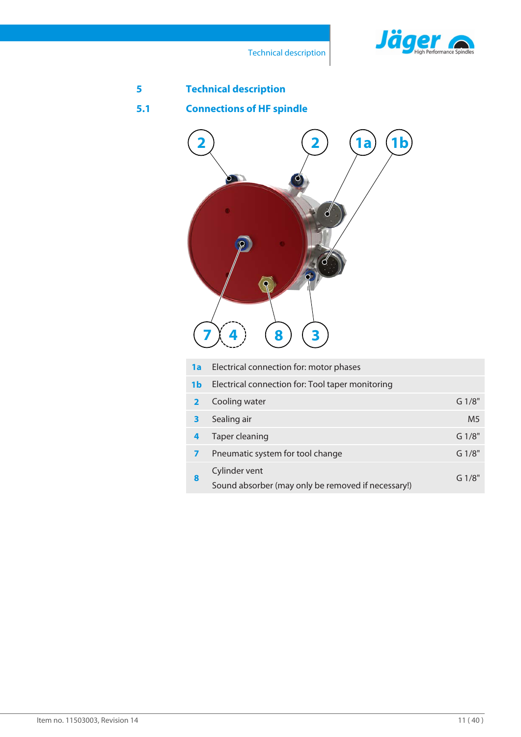# 5 Technical description

## 5.1 Connections of HF spindle

| | | |
|---|---|---|
| **1a** | Electrical connection for: motor phases | |
| **1b** | Electrical connection for: Tool taper monitoring | |
| **2** | Cooling water | G 1/8" |
| **3** | Sealing air | M5 |
| **4** | Taper cleaning | G 1/8" |
| **7** | Pneumatic system for tool change | G 1/8" |
| **8** | Cylinder vent<br>Sound absorber (may only be removed if necessary!) | G 1/8" |

Item no. 11503003, Revision 14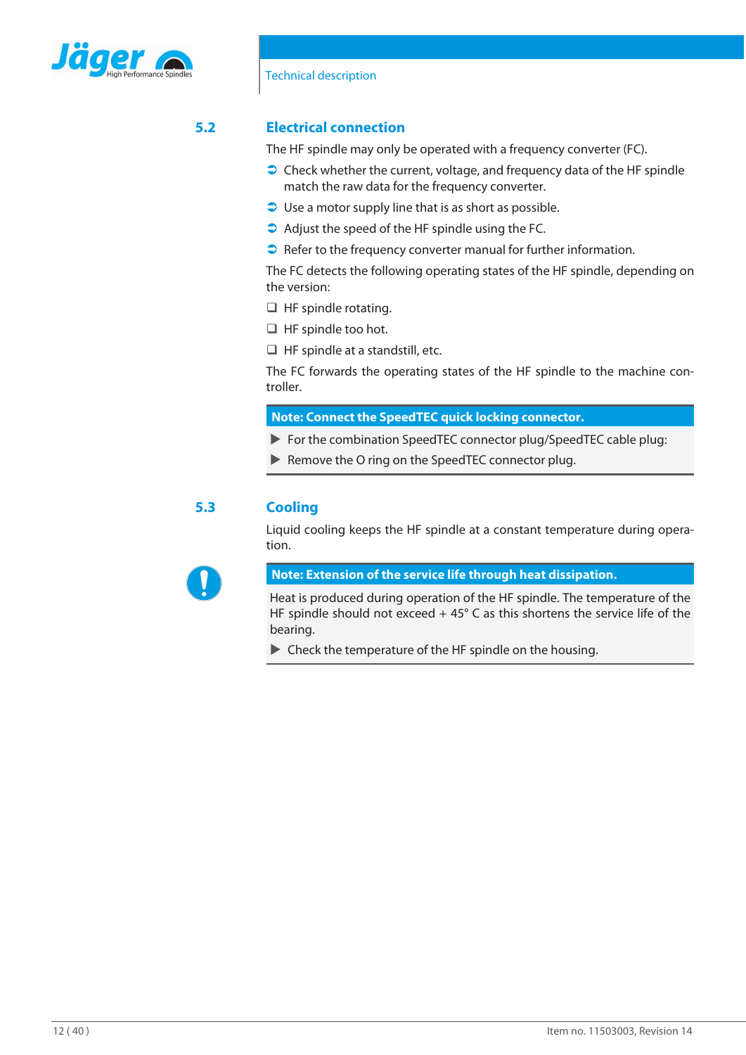## 5.2 Electrical connection

The HF spindle may only be operated with a frequency converter (FC).

- Check whether the current, voltage, and frequency data of the HF spindle match the raw data for the frequency converter.
- Use a motor supply line that is as short as possible.
- Adjust the speed of the HF spindle using the FC.
- Refer to the frequency converter manual for further information.

The FC detects the following operating states of the HF spindle, depending on the version:

- HF spindle rotating.
- HF spindle too hot.
- HF spindle at a standstill, etc.

The FC forwards the operating states of the HF spindle to the machine controller.

**Note: Connect the SpeedTEC quick locking connector.**

- For the combination SpeedTEC connector plug/SpeedTEC cable plug:
- Remove the O ring on the SpeedTEC connector plug.

## 5.3 Cooling

Liquid cooling keeps the HF spindle at a constant temperature during operation.

**Note: Extension of the service life through heat dissipation.**

Heat is produced during operation of the HF spindle. The temperature of the HF spindle should not exceed + 45° C as this shortens the service life of the bearing.

- Check the temperature of the HF spindle on the housing.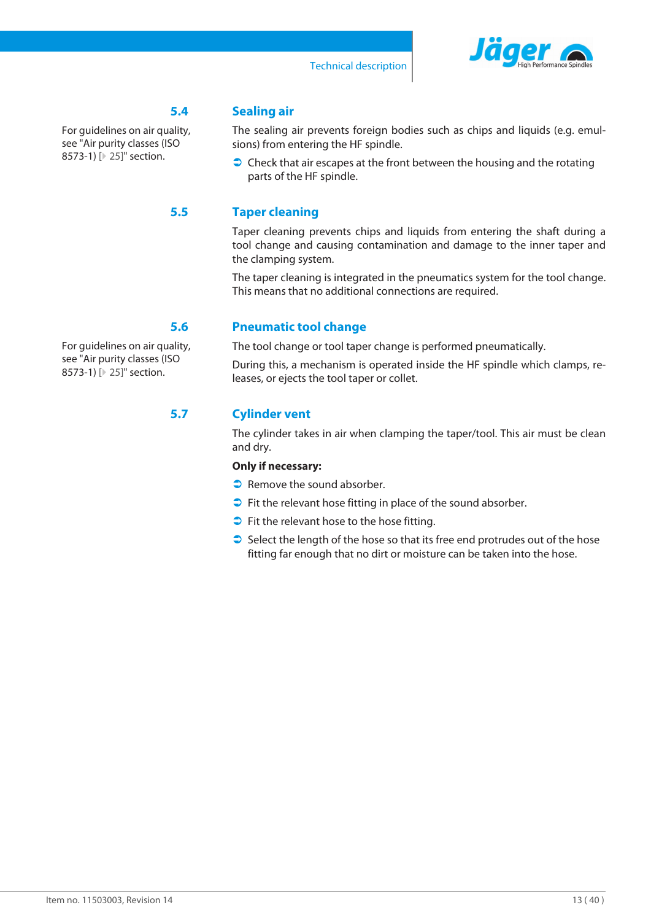## 5.4 Sealing air

For guidelines on air quality, see "Air purity classes (ISO 8573-1) [▸ 25]" section.

The sealing air prevents foreign bodies such as chips and liquids (e.g. emulsions) from entering the HF spindle.

- Check that air escapes at the front between the housing and the rotating parts of the HF spindle.

## 5.5 Taper cleaning

Taper cleaning prevents chips and liquids from entering the shaft during a tool change and causing contamination and damage to the inner taper and the clamping system.

The taper cleaning is integrated in the pneumatics system for the tool change. This means that no additional connections are required.

## 5.6 Pneumatic tool change

For guidelines on air quality, see "Air purity classes (ISO 8573-1) [▸ 25]" section.

The tool change or tool taper change is performed pneumatically.

During this, a mechanism is operated inside the HF spindle which clamps, releases, or ejects the tool taper or collet.

## 5.7 Cylinder vent

The cylinder takes in air when clamping the taper/tool. This air must be clean and dry.

**Only if necessary:**

- Remove the sound absorber.
- Fit the relevant hose fitting in place of the sound absorber.
- Fit the relevant hose to the hose fitting.
- Select the length of the hose so that its free end protrudes out of the hose fitting far enough that no dirt or moisture can be taken into the hose.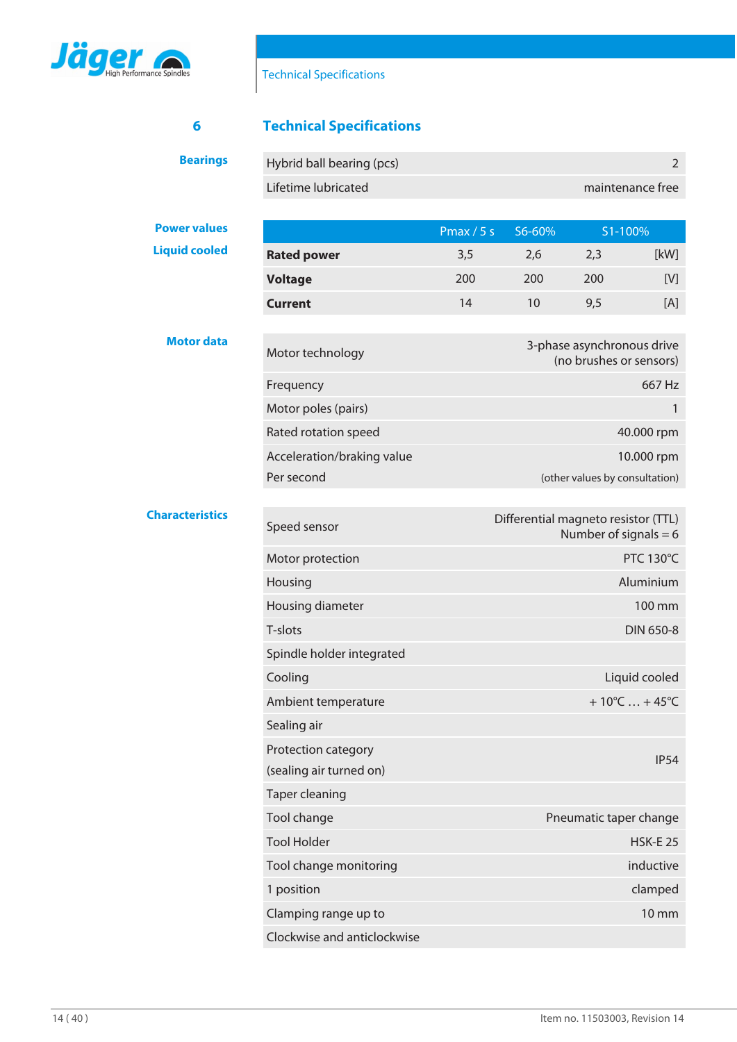# 6 Technical Specifications

**Bearings**

| | |
|---|---|
| Hybrid ball bearing (pcs) | 2 |
| Lifetime lubricated | maintenance free |

**Power values**
**Liquid cooled**

| | Pmax / 5 s | S6-60% | S1-100% | |
|---|---|---|---|---|
| **Rated power** | 3,5 | 2,6 | 2,3 | [kW] |
| **Voltage** | 200 | 200 | 200 | [V] |
| **Current** | 14 | 10 | 9,5 | [A] |

**Motor data**

| | |
|---|---|
| Motor technology | 3-phase asynchronous drive (no brushes or sensors) |
| Frequency | 667 Hz |
| Motor poles (pairs) | 1 |
| Rated rotation speed | 40.000 rpm |
| Acceleration/braking value Per second | 10.000 rpm (other values by consultation) |

**Characteristics**

| | |
|---|---|
| Speed sensor | Differential magneto resistor (TTL) Number of signals = 6 |
| Motor protection | PTC 130°C |
| Housing | Aluminium |
| Housing diameter | 100 mm |
| T-slots | DIN 650-8 |
| Spindle holder integrated | |
| Cooling | Liquid cooled |
| Ambient temperature | + 10°C … + 45°C |
| Sealing air | |
| Protection category (sealing air turned on) | IP54 |
| Taper cleaning | |
| Tool change | Pneumatic taper change |
| Tool Holder | HSK-E 25 |
| Tool change monitoring | inductive |
| 1 position | clamped |
| Clamping range up to | 10 mm |
| Clockwise and anticlockwise | |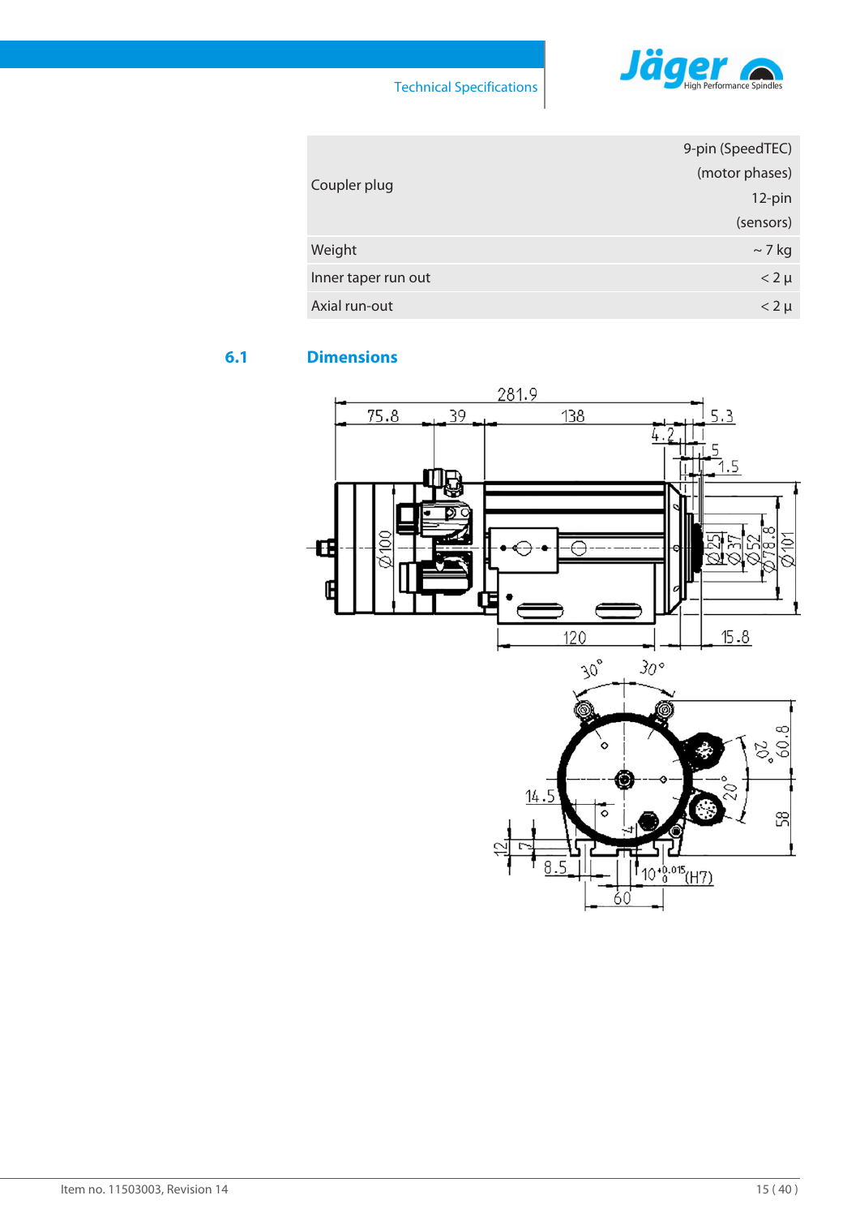| | |
|---|---|
| Coupler plug | 9-pin (SpeedTEC) (motor phases) 12-pin (sensors) |
| Weight | ~ 7 kg |
| Inner taper run out | < 2 µ |
| Axial run-out | < 2 µ |

## 6.1 Dimensions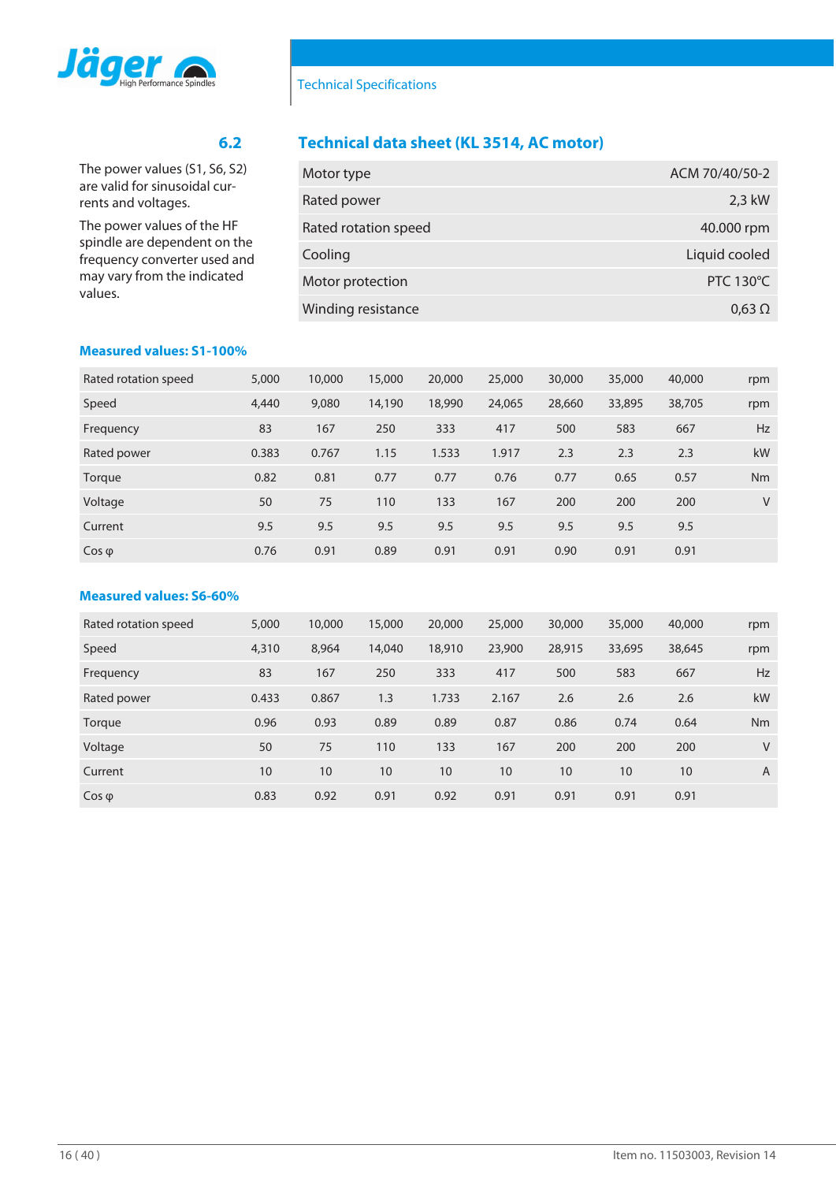## 6.2 Technical data sheet (KL 3514, AC motor)

The power values (S1, S6, S2) are valid for sinusoidal currents and voltages.

The power values of the HF spindle are dependent on the frequency converter used and may vary from the indicated values.

| Motor type | ACM 70/40/50-2 |
|---|---|
| Rated power | 2,3 kW |
| Rated rotation speed | 40.000 rpm |
| Cooling | Liquid cooled |
| Motor protection | PTC 130°C |
| Winding resistance | 0,63 Ω |

### Measured values: S1-100%

| Rated rotation speed | 5,000 | 10,000 | 15,000 | 20,000 | 25,000 | 30,000 | 35,000 | 40,000 | rpm |
|---|---|---|---|---|---|---|---|---|---|
| Speed | 4,440 | 9,080 | 14,190 | 18,990 | 24,065 | 28,660 | 33,895 | 38,705 | rpm |
| Frequency | 83 | 167 | 250 | 333 | 417 | 500 | 583 | 667 | Hz |
| Rated power | 0.383 | 0.767 | 1.15 | 1.533 | 1.917 | 2.3 | 2.3 | 2.3 | kW |
| Torque | 0.82 | 0.81 | 0.77 | 0.77 | 0.76 | 0.77 | 0.65 | 0.57 | Nm |
| Voltage | 50 | 75 | 110 | 133 | 167 | 200 | 200 | 200 | V |
| Current | 9.5 | 9.5 | 9.5 | 9.5 | 9.5 | 9.5 | 9.5 | 9.5 | |
| Cos φ | 0.76 | 0.91 | 0.89 | 0.91 | 0.91 | 0.90 | 0.91 | 0.91 | |

### Measured values: S6-60%

| Rated rotation speed | 5,000 | 10,000 | 15,000 | 20,000 | 25,000 | 30,000 | 35,000 | 40,000 | rpm |
|---|---|---|---|---|---|---|---|---|---|
| Speed | 4,310 | 8,964 | 14,040 | 18,910 | 23,900 | 28,915 | 33,695 | 38,645 | rpm |
| Frequency | 83 | 167 | 250 | 333 | 417 | 500 | 583 | 667 | Hz |
| Rated power | 0.433 | 0.867 | 1.3 | 1.733 | 2.167 | 2.6 | 2.6 | 2.6 | kW |
| Torque | 0.96 | 0.93 | 0.89 | 0.89 | 0.87 | 0.86 | 0.74 | 0.64 | Nm |
| Voltage | 50 | 75 | 110 | 133 | 167 | 200 | 200 | 200 | V |
| Current | 10 | 10 | 10 | 10 | 10 | 10 | 10 | 10 | A |
| Cos φ | 0.83 | 0.92 | 0.91 | 0.92 | 0.91 | 0.91 | 0.91 | 0.91 | |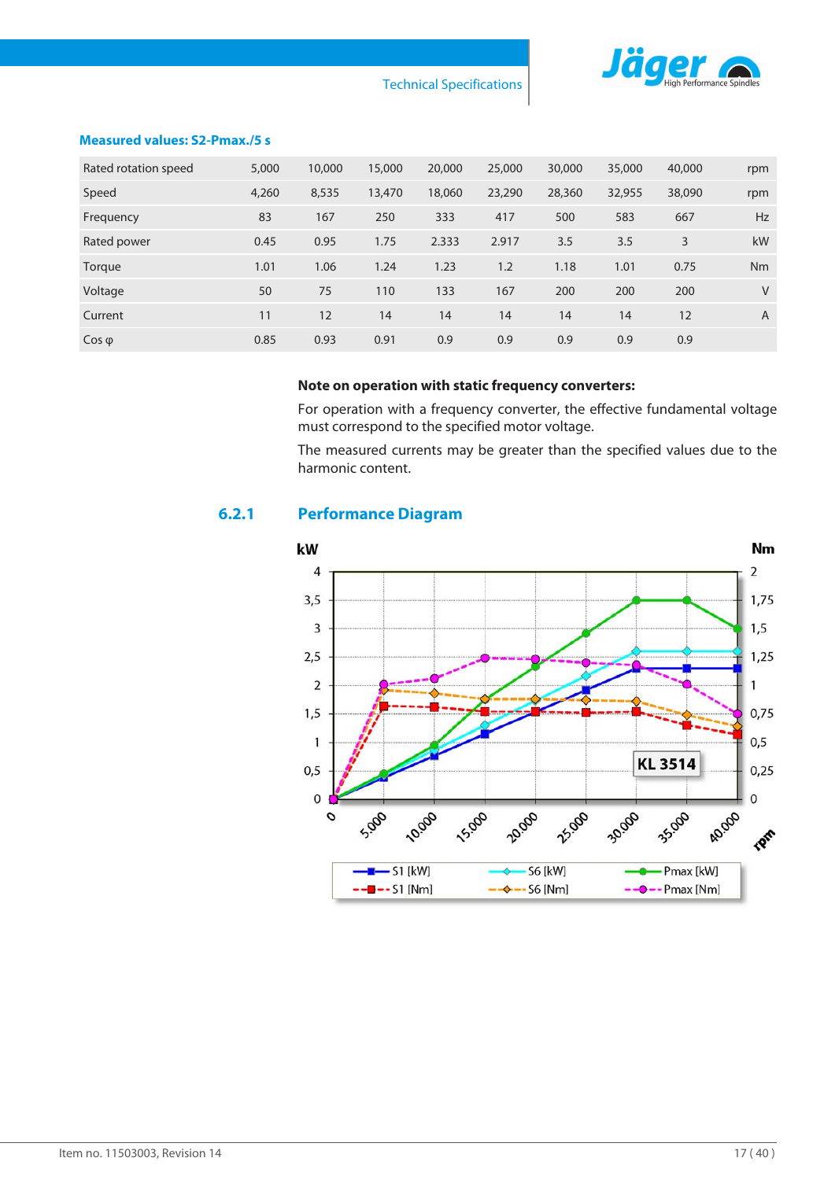### Measured values: S2-Pmax./5 s

| Rated rotation speed | 5,000 | 10,000 | 15,000 | 20,000 | 25,000 | 30,000 | 35,000 | 40,000 | rpm |
|---|---|---|---|---|---|---|---|---|---|
| Speed | 4,260 | 8,535 | 13,470 | 18,060 | 23,290 | 28,360 | 32,955 | 38,090 | rpm |
| Frequency | 83 | 167 | 250 | 333 | 417 | 500 | 583 | 667 | Hz |
| Rated power | 0.45 | 0.95 | 1.75 | 2.333 | 2.917 | 3.5 | 3.5 | 3 | kW |
| Torque | 1.01 | 1.06 | 1.24 | 1.23 | 1.2 | 1.18 | 1.01 | 0.75 | Nm |
| Voltage | 50 | 75 | 110 | 133 | 167 | 200 | 200 | 200 | V |
| Current | 11 | 12 | 14 | 14 | 14 | 14 | 14 | 12 | A |
| Cos φ | 0.85 | 0.93 | 0.91 | 0.9 | 0.9 | 0.9 | 0.9 | 0.9 | |

**Note on operation with static frequency converters:**

For operation with a frequency converter, the effective fundamental voltage must correspond to the specified motor voltage.

The measured currents may be greater than the specified values due to the harmonic content.

## 6.2.1 Performance Diagram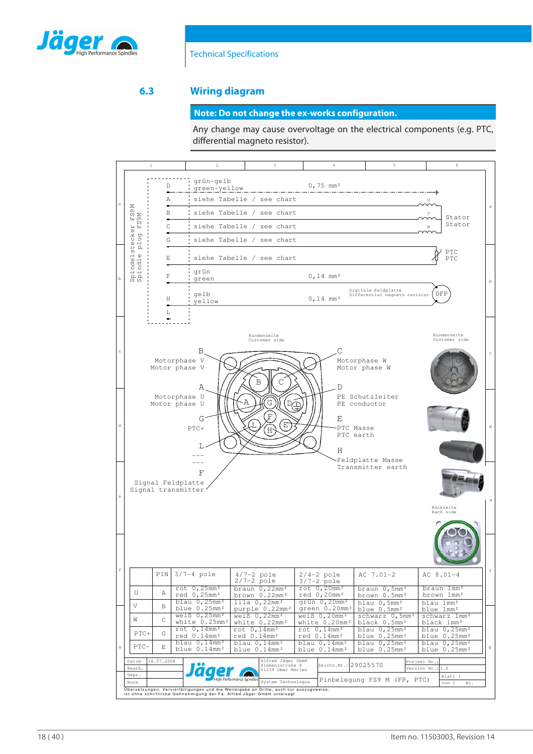## 6.3 Wiring diagram

**Note: Do not change the ex-works configuration.**

Any change may cause overvoltage on the electrical components (e.g. PTC, differential magneto resistor).

Spindelstecker FS9M
Spindle plug FS9M

| Pin | | | |
|---|---|---|---|
| D | grün-gelb / green-yellow | 0,75 mm² | |
| A | siehe Tabelle / see chart | | U – Stator |
| B | siehe Tabelle / see chart | | V – Stator |
| C | siehe Tabelle / see chart | | W – Stator |
| G | siehe Tabelle / see chart | | PTC |
| E | siehe Tabelle / see chart | | PTC |
| F | grün / green | 0,14 mm² | Digitale Feldplatte / Differential magneto resistor (DFP) |
| H | gelb / yellow | 0,14 mm² | DFP |
| L | | | |

Kundenseite / Customer side

- B – Motorphase V / Motor phase V
- A – Motorphase U / Motor phase U
- G – PTC+
- L – ---
- F – Signal Feldplatte / Signal transmitter
- C – Motorphase W / Motor phase W
- D – PE Schutzleiter / PE conductor
- E – PTC Masse / PTC earth
- H – Feldplatte Masse / Transmitter earth

Kundenseite / Customer side

Rückseite / Back side

| | PIN | 3/7-4 pole | 4/7-2 pole 2/7-2 pole | 2/4-2 pole 3/7-2 pole | AC 7.01-2 | AC 8.01-4 |
|---|---|---|---|---|---|---|
| U | A | rot 0,25mm² red 0,25mm² | braun 0,22mm² brown 0.22mm² | rot 0,20mm² red 0,20mm² | braun 0,5mm² brown 0.5mm² | braun 1mm² brown 1mm² |
| V | B | blau 0,25mm² blue 0.25mm² | lila 0,22mm² purple 0.22mm² | grün 0,20mm² green 0.20mm² | blau 0,5mm² blue 0.5mm² | blau 1mm² blue 1mm² |
| W | C | weiß 0,25mm² white 0.25mm² | weiß 0,22mm² white 0.22mm² | weiß 0,20mm² white 0.20mm² | schwarz 0,5mm² black 0.5mm² | schwarz 1mm² black 1mm² |
| PTC+ | G | rot 0,14mm² red 0.14mm² | rot 0,14mm² red 0.14mm² | rot 0,14mm² red 0.14mm² | blau 0,25mm² blue 0.25mm² | blau 0,25mm² blue 0.25mm² |
| PTC- | E | blau 0,14mm² blue 0.14mm² | blau 0,14mm² blue 0.14mm² | blau 0,14mm² blue 0.14mm² | blau 0,25mm² blue 0.25mm² | blau 0,25mm² blue 0.25mm² |

Datum 18.07.2008 | Alfred Jäger GmbH, Siemensstraße 8, 61239 Ober Mörlen | System Technologie | Zeichn.Nr.: 29025570 | Projekt Nr.: | Version Nr.: 1.0 | Blatt 1 von 1 Bl. | Pinbelegung FS9 M (FP, PTC)

Übersetzungen, Vervielfältigungen und die Weitergabe an Dritte, auch nur auszugsweise, ist ohne schriftliche Genehmigung der Fa. Alfred Jäger GmbH untersagt

Item no. 11503003, Revision 14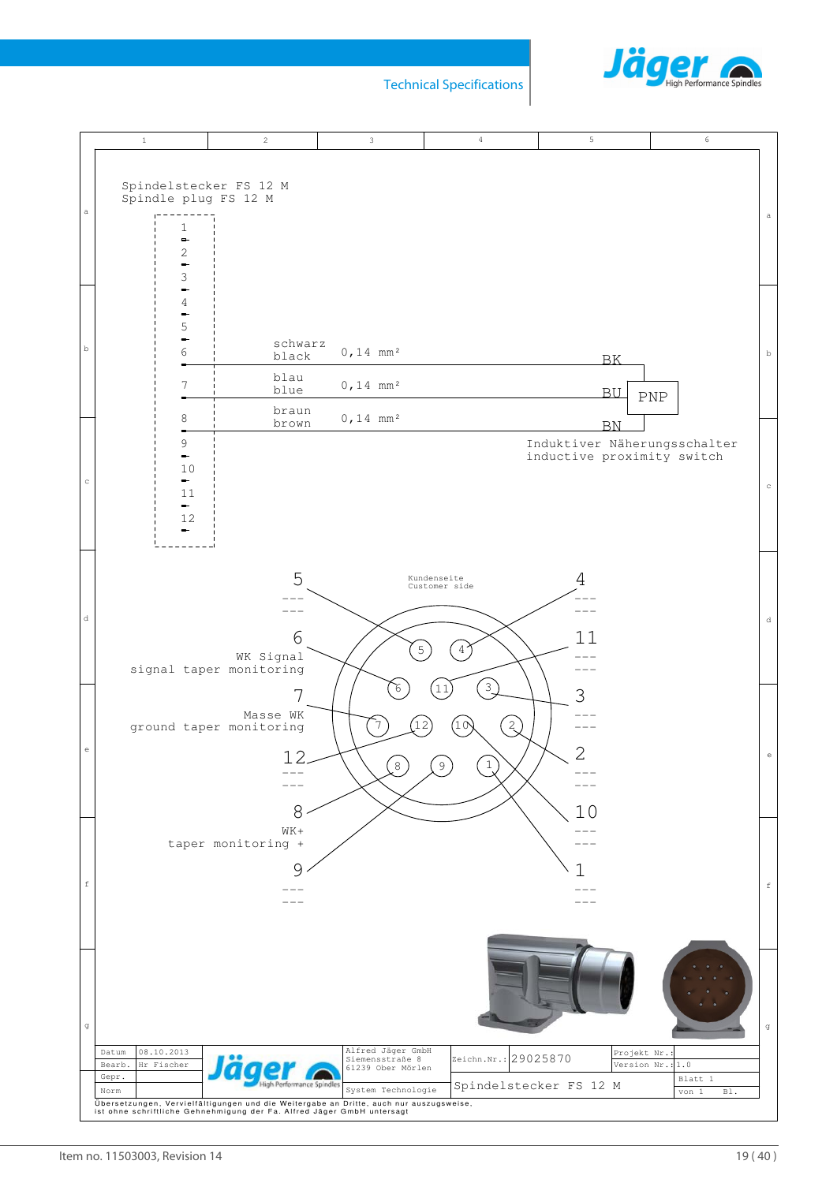Spindelstecker FS 12 M
Spindle plug FS 12 M

| Pin | Wire | Cross-section | Connection |
|---|---|---|---|
| 1 | | | |
| 2 | | | |
| 3 | | | |
| 4 | | | |
| 5 | | | |
| 6 | schwarz / black | 0,14 mm² | BK |
| 7 | blau / blue | 0,14 mm² | BU |
| 8 | braun / brown | 0,14 mm² | BN |
| 9 | | | |
| 10 | | | |
| 11 | | | |
| 12 | | | |

PNP

Induktiver Näherungsschalter
inductive proximity switch

Kundenseite
Customer side

| Pin | Function |
|---|---|
| 5 | --- |
| 4 | --- |
| 6 | WK Signal / signal taper monitoring |
| 11 | --- |
| 7 | Masse WK / ground taper monitoring |
| 3 | --- |
| 12 | --- |
| 2 | --- |
| 8 | WK+ / taper monitoring + |
| 10 | --- |
| 9 | --- |
| 1 | --- |

| | | | |
|---|---|---|---|
| Datum | 08.10.2013 | Alfred Jäger GmbH, Siemensstraße 8, 61239 Ober Mörlen | Zeichn.Nr.: 29025870 | Projekt Nr.: |
| Bearb. | Hr Fischer | | | Version Nr.: 1.0 |
| Gepr. | | | | Blatt 1 |
| Norm | | System Technologie | Spindelstecker FS 12 M | von 1 Bl. |

Übersetzungen, Vervielfältigungen und die Weitergabe an Dritte, auch nur auszugsweise, ist ohne schriftliche Gehnehmigung der Fa. Alfred Jäger GmbH untersagt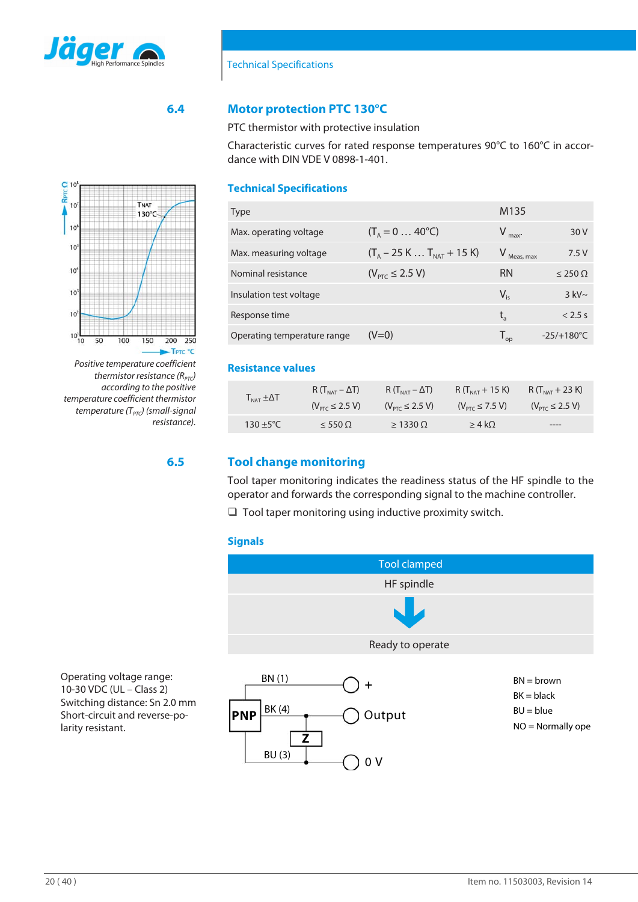## 6.4 Motor protection PTC 130°C

PTC thermistor with protective insulation

Characteristic curves for rated response temperatures 90°C to 160°C in accordance with DIN VDE V 0898-1-401.

*Positive temperature coefficient thermistor resistance ($R_{PTC}$) according to the positive temperature coefficient thermistor temperature ($T_{PTC}$) (small-signal resistance).*

### Technical Specifications

| Type | | M135 | |
|---|---|---|---|
| Max. operating voltage | ($T_A$ = 0 … 40°C) | $V_{max}$ | 30 V |
| Max. measuring voltage | ($T_A$ – 25 K … $T_{NAT}$ + 15 K) | $V_{Meas, max}$ | 7.5 V |
| Nominal resistance | ($V_{PTC}$ ≤ 2.5 V) | RN | ≤ 250 Ω |
| Insulation test voltage | | $V_{is}$ | 3 kV~ |
| Response time | | $t_a$ | < 2.5 s |
| Operating temperature range | (V=0) | $T_{op}$ | -25/+180°C |

### Resistance values

| $T_{NAT}$ ±ΔT | R ($T_{NAT}$ – ΔT) ($V_{PTC}$ ≤ 2.5 V) | R ($T_{NAT}$ – ΔT) ($V_{PTC}$ ≤ 2.5 V) | R ($T_{NAT}$ + 15 K) ($V_{PTC}$ ≤ 7.5 V) | R ($T_{NAT}$ + 23 K) ($V_{PTC}$ ≤ 2.5 V) |
|---|---|---|---|---|
| 130 ±5°C | ≤ 550 Ω | ≥ 1330 Ω | ≥ 4 kΩ | ---- |

## 6.5 Tool change monitoring

Tool taper monitoring indicates the readiness status of the HF spindle to the operator and forwards the corresponding signal to the machine controller.

- ❑ Tool taper monitoring using inductive proximity switch.

### Signals

| Tool clamped |
|---|
| HF spindle |
| ↓ |
| Ready to operate |

Operating voltage range:
10-30 VDC (UL – Class 2)
Switching distance: Sn 2.0 mm
Short-circuit and reverse-polarity resistant.

BN = brown
BK = black
BU = blue
NO = Normally ope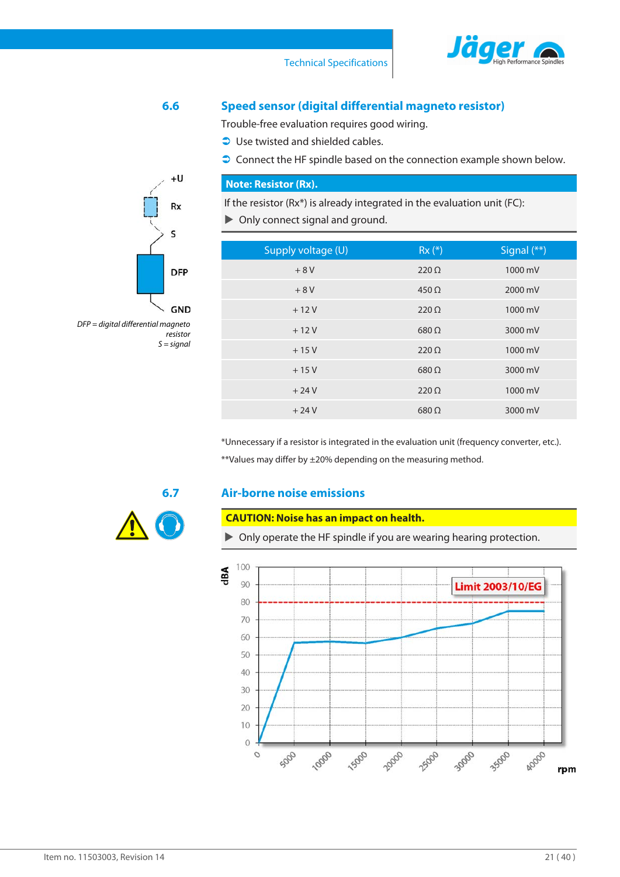## 6.6 Speed sensor (digital differential magneto resistor)

Trouble-free evaluation requires good wiring.

- Use twisted and shielded cables.
- Connect the HF spindle based on the connection example shown below.

+U

Rx

S

DFP

GND

*DFP = digital differential magneto resistor*
*S = signal*

**Note: Resistor (Rx).**

If the resistor (Rx*) is already integrated in the evaluation unit (FC):

- ▶ Only connect signal and ground.

| Supply voltage (U) | Rx (*) | Signal (**) |
|---|---|---|
| + 8 V | 220 Ω | 1000 mV |
| + 8 V | 450 Ω | 2000 mV |
| + 12 V | 220 Ω | 1000 mV |
| + 12 V | 680 Ω | 3000 mV |
| + 15 V | 220 Ω | 1000 mV |
| + 15 V | 680 Ω | 3000 mV |
| + 24 V | 220 Ω | 1000 mV |
| + 24 V | 680 Ω | 3000 mV |

*Unnecessary if a resistor is integrated in the evaluation unit (frequency converter, etc.).

**Values may differ by ±20% depending on the measuring method.

## 6.7 Air-borne noise emissions

**CAUTION: Noise has an impact on health.**

- ▶ Only operate the HF spindle if you are wearing hearing protection.

dBA: 0, 10, 20, 30, 40, 50, 60, 70, 80, 90, 100

Limit 2003/10/EG

rpm: 0, 5000, 10000, 15000, 20000, 25000, 30000, 35000, 40000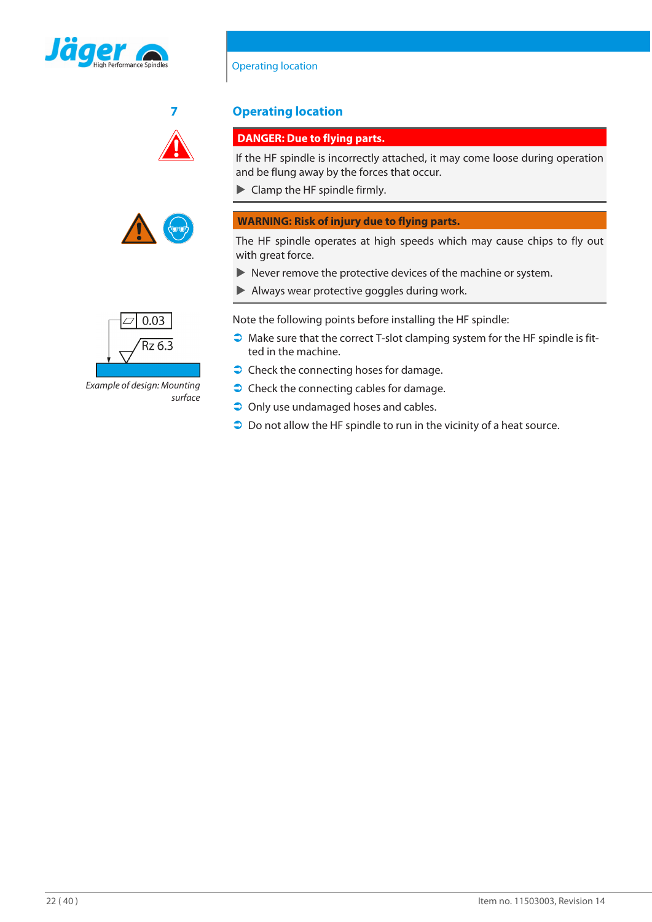# 7 Operating location

**DANGER: Due to flying parts.**

If the HF spindle is incorrectly attached, it may come loose during operation and be flung away by the forces that occur.

- Clamp the HF spindle firmly.

**WARNING: Risk of injury due to flying parts.**

The HF spindle operates at high speeds which may cause chips to fly out with great force.

- Never remove the protective devices of the machine or system.
- Always wear protective goggles during work.

0.03

Rz 6.3

*Example of design: Mounting surface*

Note the following points before installing the HF spindle:

- Make sure that the correct T-slot clamping system for the HF spindle is fitted in the machine.
- Check the connecting hoses for damage.
- Check the connecting cables for damage.
- Only use undamaged hoses and cables.
- Do not allow the HF spindle to run in the vicinity of a heat source.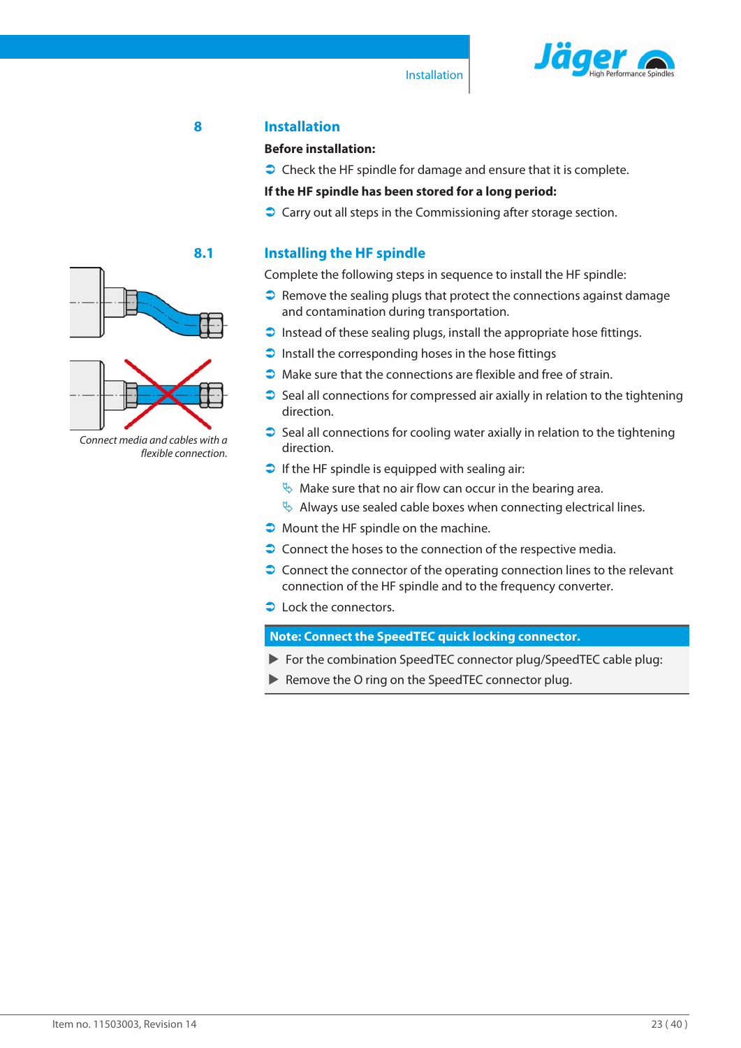# 8 Installation

**Before installation:**

- Check the HF spindle for damage and ensure that it is complete.

**If the HF spindle has been stored for a long period:**

- Carry out all steps in the Commissioning after storage section.

## 8.1 Installing the HF spindle

*Connect media and cables with a flexible connection.*

Complete the following steps in sequence to install the HF spindle:

- Remove the sealing plugs that protect the connections against damage and contamination during transportation.
- Instead of these sealing plugs, install the appropriate hose fittings.
- Install the corresponding hoses in the hose fittings
- Make sure that the connections are flexible and free of strain.
- Seal all connections for compressed air axially in relation to the tightening direction.
- Seal all connections for cooling water axially in relation to the tightening direction.
- If the HF spindle is equipped with sealing air:
  - Make sure that no air flow can occur in the bearing area.
  - Always use sealed cable boxes when connecting electrical lines.
- Mount the HF spindle on the machine.
- Connect the hoses to the connection of the respective media.
- Connect the connector of the operating connection lines to the relevant connection of the HF spindle and to the frequency converter.
- Lock the connectors.

**Note: Connect the SpeedTEC quick locking connector.**

- For the combination SpeedTEC connector plug/SpeedTEC cable plug:
- Remove the O ring on the SpeedTEC connector plug.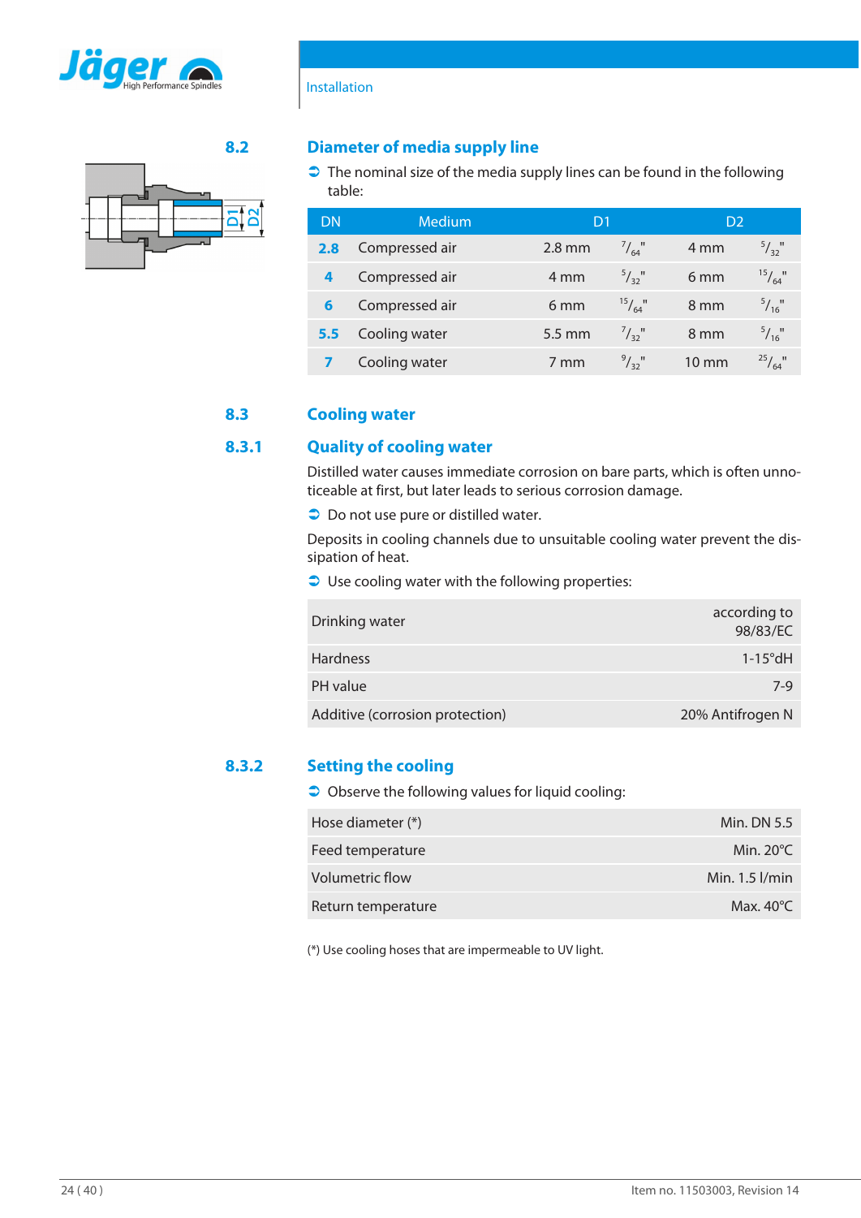## 8.2 Diameter of media supply line

➲ The nominal size of the media supply lines can be found in the following table:

| DN | Medium | D1 | | D2 | |
|---|---|---|---|---|---|
| **2.8** | Compressed air | 2.8 mm | $^{7}/_{64}$" | 4 mm | $^{5}/_{32}$" |
| **4** | Compressed air | 4 mm | $^{5}/_{32}$" | 6 mm | $^{15}/_{64}$" |
| **6** | Compressed air | 6 mm | $^{15}/_{64}$" | 8 mm | $^{5}/_{16}$" |
| **5.5** | Cooling water | 5.5 mm | $^{7}/_{32}$" | 8 mm | $^{5}/_{16}$" |
| **7** | Cooling water | 7 mm | $^{9}/_{32}$" | 10 mm | $^{25}/_{64}$" |

## 8.3 Cooling water

### 8.3.1 Quality of cooling water

Distilled water causes immediate corrosion on bare parts, which is often unnoticeable at first, but later leads to serious corrosion damage.

➲ Do not use pure or distilled water.

Deposits in cooling channels due to unsuitable cooling water prevent the dissipation of heat.

➲ Use cooling water with the following properties:

| | |
|---|---|
| Drinking water | according to 98/83/EC |
| Hardness | 1-15°dH |
| PH value | 7-9 |
| Additive (corrosion protection) | 20% Antifrogen N |

### 8.3.2 Setting the cooling

➲ Observe the following values for liquid cooling:

| | |
|---|---|
| Hose diameter (*) | Min. DN 5.5 |
| Feed temperature | Min. 20°C |
| Volumetric flow | Min. 1.5 l/min |
| Return temperature | Max. 40°C |

(*) Use cooling hoses that are impermeable to UV light.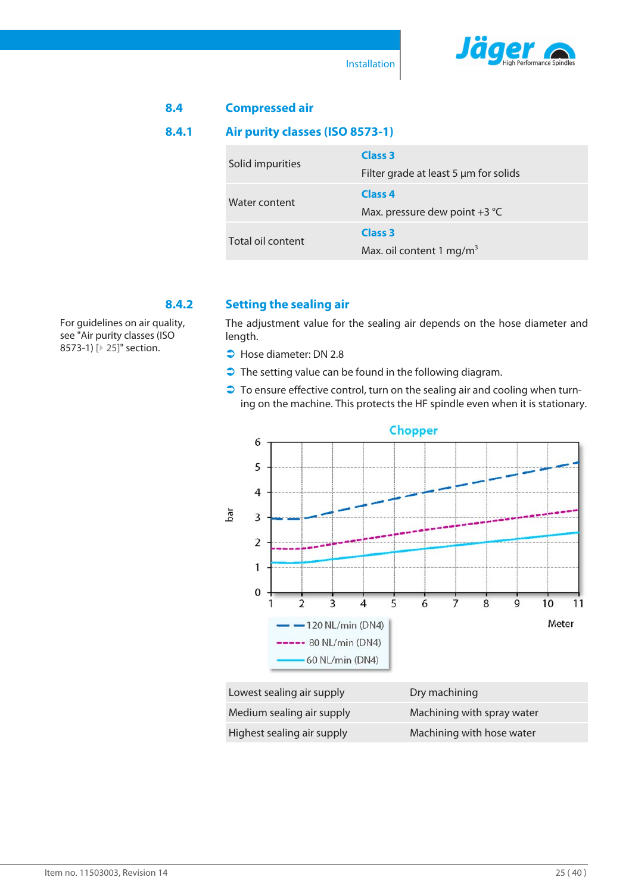## 8.4 Compressed air

### 8.4.1 Air purity classes (ISO 8573-1)

| | |
|---|---|
| Solid impurities | **Class 3**<br>Filter grade at least 5 µm for solids |
| Water content | **Class 4**<br>Max. pressure dew point +3 °C |
| Total oil content | **Class 3**<br>Max. oil content 1 mg/m³ |

### 8.4.2 Setting the sealing air

For guidelines on air quality, see "Air purity classes (ISO 8573-1) [▸ 25]" section.

The adjustment value for the sealing air depends on the hose diameter and length.

- Hose diameter: DN 2.8
- The setting value can be found in the following diagram.
- To ensure effective control, turn on the sealing air and cooling when turning on the machine. This protects the HF spindle even when it is stationary.

Chopper

bar

Meter

- 120 NL/min (DN4)
- 80 NL/min (DN4)
- 60 NL/min (DN4)

| | |
|---|---|
| Lowest sealing air supply | Dry machining |
| Medium sealing air supply | Machining with spray water |
| Highest sealing air supply | Machining with hose water |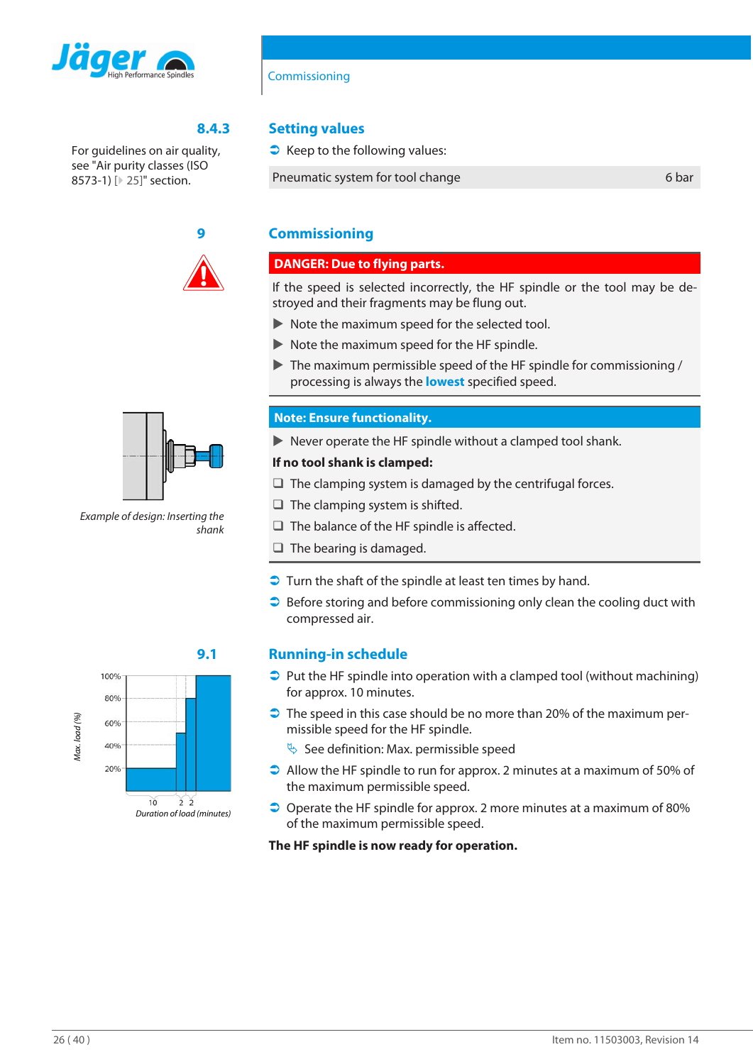### 8.4.3 Setting values

For guidelines on air quality, see "Air purity classes (ISO 8573-1) [▸ 25]" section.

➲ Keep to the following values:

| Pneumatic system for tool change | 6 bar |
|---|---|

## 9 Commissioning

**DANGER: Due to flying parts.**

If the speed is selected incorrectly, the HF spindle or the tool may be destroyed and their fragments may be flung out.

▶ Note the maximum speed for the selected tool.

▶ Note the maximum speed for the HF spindle.

▶ The maximum permissible speed of the HF spindle for commissioning / processing is always the **lowest** specified speed.

**Note: Ensure functionality.**

▶ Never operate the HF spindle without a clamped tool shank.

**If no tool shank is clamped:**

❑ The clamping system is damaged by the centrifugal forces.

❑ The clamping system is shifted.

❑ The balance of the HF spindle is affected.

❑ The bearing is damaged.

*Example of design: Inserting the shank*

➲ Turn the shaft of the spindle at least ten times by hand.

➲ Before storing and before commissioning only clean the cooling duct with compressed air.

### 9.1 Running-in schedule

Max. load (%): 100%, 80%, 60%, 40%, 20%
Duration of load (minutes): 10, 2, 2

➲ Put the HF spindle into operation with a clamped tool (without machining) for approx. 10 minutes.

➲ The speed in this case should be no more than 20% of the maximum permissible speed for the HF spindle.

↳ See definition: Max. permissible speed

➲ Allow the HF spindle to run for approx. 2 minutes at a maximum of 50% of the maximum permissible speed.

➲ Operate the HF spindle for approx. 2 more minutes at a maximum of 80% of the maximum permissible speed.

**The HF spindle is now ready for operation.**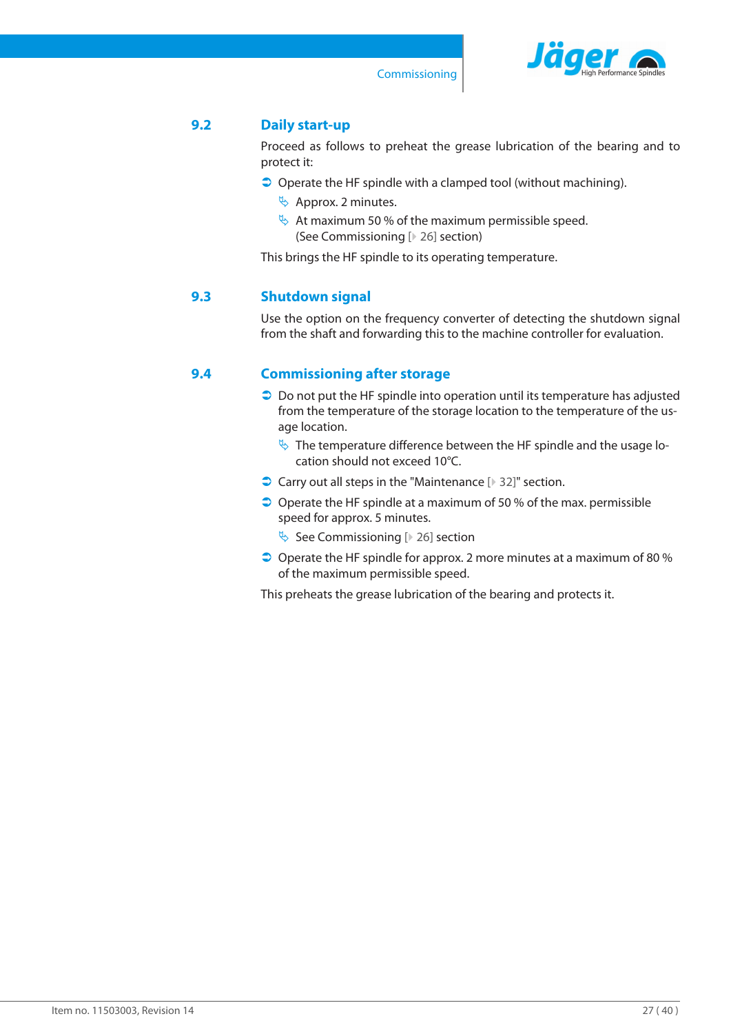## 9.2 Daily start-up

Proceed as follows to preheat the grease lubrication of the bearing and to protect it:

- Operate the HF spindle with a clamped tool (without machining).
  - Approx. 2 minutes.
  - At maximum 50 % of the maximum permissible speed. (See Commissioning [▸ 26] section)

This brings the HF spindle to its operating temperature.

## 9.3 Shutdown signal

Use the option on the frequency converter of detecting the shutdown signal from the shaft and forwarding this to the machine controller for evaluation.

## 9.4 Commissioning after storage

- Do not put the HF spindle into operation until its temperature has adjusted from the temperature of the storage location to the temperature of the usage location.
  - The temperature difference between the HF spindle and the usage location should not exceed 10°C.
- Carry out all steps in the "Maintenance [▸ 32]" section.
- Operate the HF spindle at a maximum of 50 % of the max. permissible speed for approx. 5 minutes.
  - See Commissioning [▸ 26] section
- Operate the HF spindle for approx. 2 more minutes at a maximum of 80 % of the maximum permissible speed.

This preheats the grease lubrication of the bearing and protects it.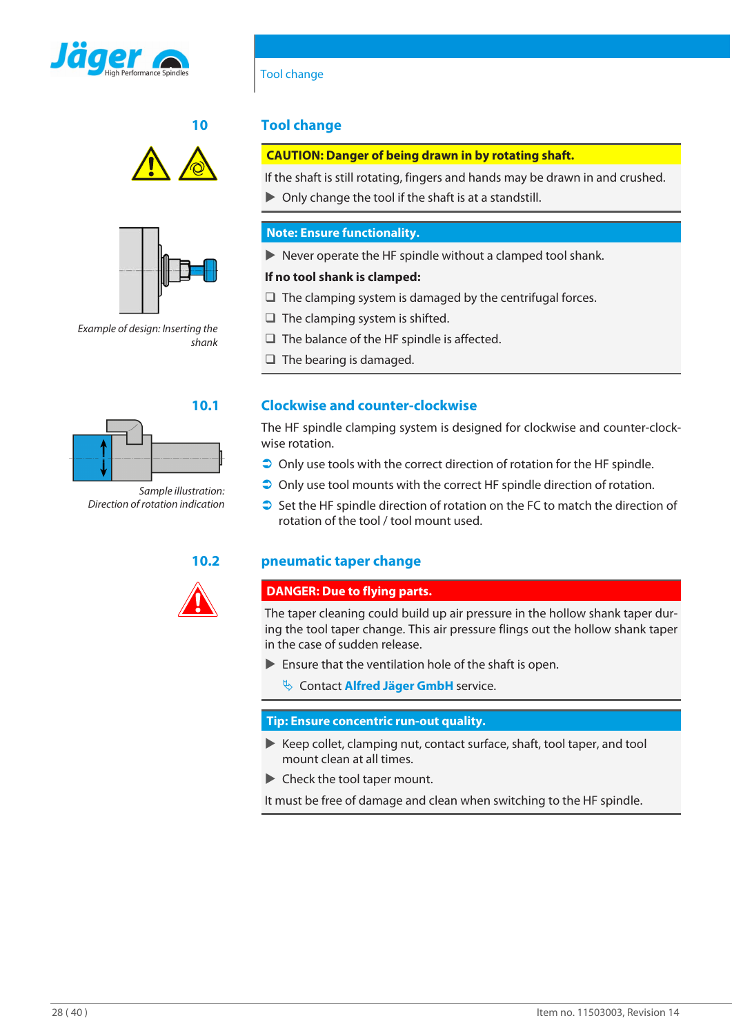# 10 Tool change

**CAUTION: Danger of being drawn in by rotating shaft.**

If the shaft is still rotating, fingers and hands may be drawn in and crushed.

▶ Only change the tool if the shaft is at a standstill.

*Example of design: Inserting the shank*

**Note: Ensure functionality.**

▶ Never operate the HF spindle without a clamped tool shank.

**If no tool shank is clamped:**

- ❑ The clamping system is damaged by the centrifugal forces.
- ❑ The clamping system is shifted.
- ❑ The balance of the HF spindle is affected.
- ❑ The bearing is damaged.

## 10.1 Clockwise and counter-clockwise

*Sample illustration: Direction of rotation indication*

The HF spindle clamping system is designed for clockwise and counter-clockwise rotation.

- ➲ Only use tools with the correct direction of rotation for the HF spindle.
- ➲ Only use tool mounts with the correct HF spindle direction of rotation.
- ➲ Set the HF spindle direction of rotation on the FC to match the direction of rotation of the tool / tool mount used.

## 10.2 pneumatic taper change

**DANGER: Due to flying parts.**

The taper cleaning could build up air pressure in the hollow shank taper during the tool taper change. This air pressure flings out the hollow shank taper in the case of sudden release.

▶ Ensure that the ventilation hole of the shaft is open.

↳ Contact **Alfred Jäger GmbH** service.

**Tip: Ensure concentric run-out quality.**

▶ Keep collet, clamping nut, contact surface, shaft, tool taper, and tool mount clean at all times.

▶ Check the tool taper mount.

It must be free of damage and clean when switching to the HF spindle.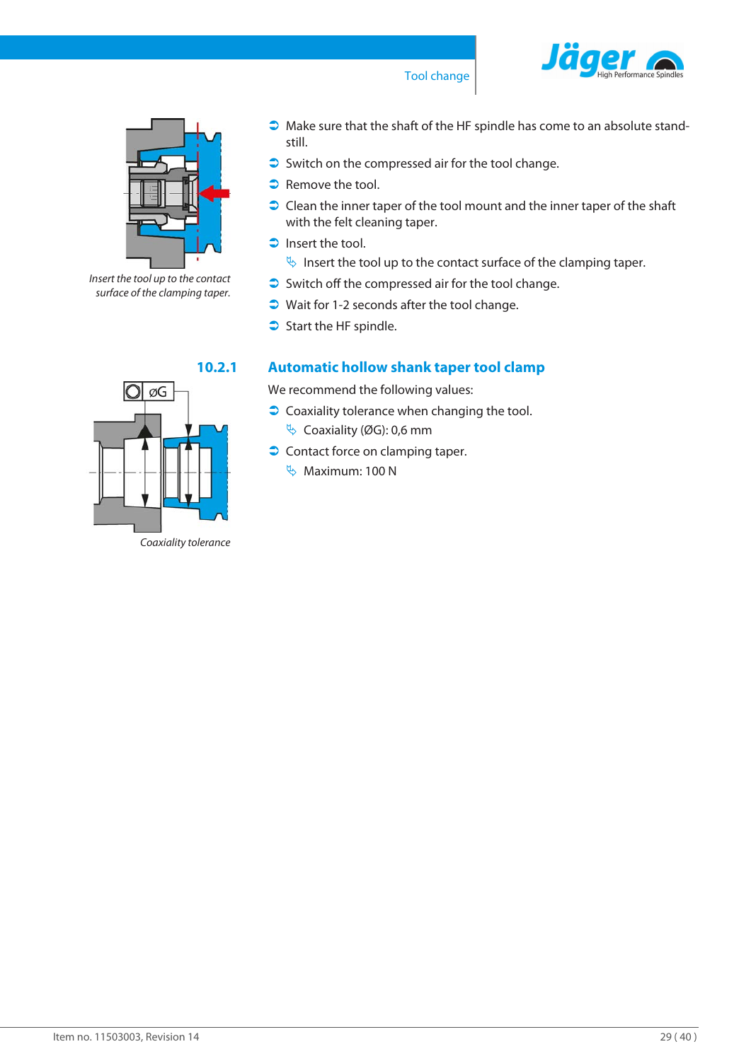Insert the tool up to the contact surface of the clamping taper.

- Make sure that the shaft of the HF spindle has come to an absolute standstill.
- Switch on the compressed air for the tool change.
- Remove the tool.
- Clean the inner taper of the tool mount and the inner taper of the shaft with the felt cleaning taper.
- Insert the tool.
  - Insert the tool up to the contact surface of the clamping taper.
- Switch off the compressed air for the tool change.
- Wait for 1-2 seconds after the tool change.
- Start the HF spindle.

## 10.2.1 Automatic hollow shank taper tool clamp

We recommend the following values:

- Coaxiality tolerance when changing the tool.
  - Coaxiality (ØG): 0,6 mm
- Contact force on clamping taper.
  - Maximum: 100 N

*Coaxiality tolerance*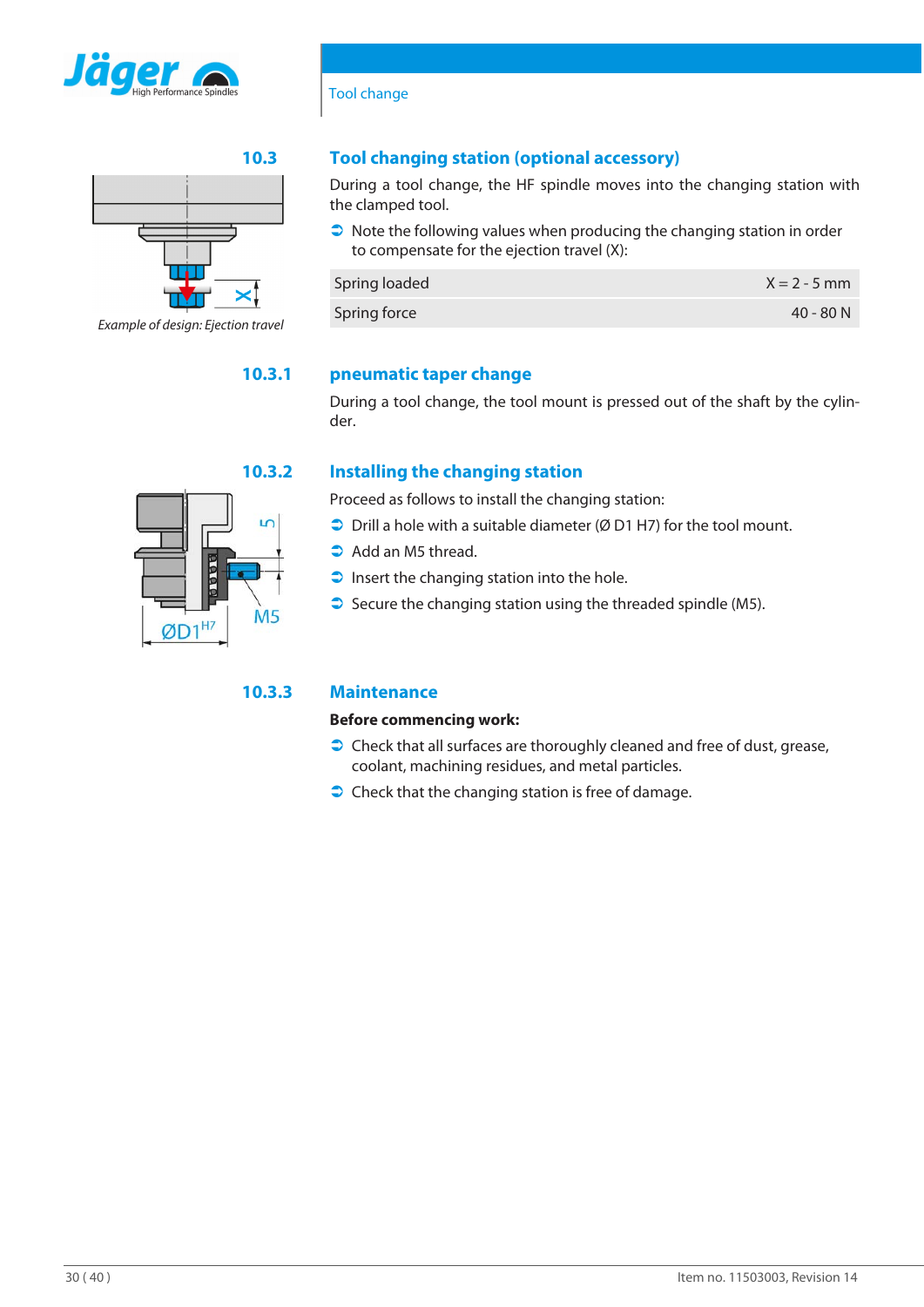## 10.3 Tool changing station (optional accessory)

During a tool change, the HF spindle moves into the changing station with the clamped tool.

- Note the following values when producing the changing station in order to compensate for the ejection travel (X):

| | |
|---|---|
| Spring loaded | X = 2 - 5 mm |
| Spring force | 40 - 80 N |

*Example of design: Ejection travel*

### 10.3.1 pneumatic taper change

During a tool change, the tool mount is pressed out of the shaft by the cylinder.

### 10.3.2 Installing the changing station

Proceed as follows to install the changing station:

- Drill a hole with a suitable diameter (Ø D1 H7) for the tool mount.
- Add an M5 thread.
- Insert the changing station into the hole.
- Secure the changing station using the threaded spindle (M5).

### 10.3.3 Maintenance

**Before commencing work:**

- Check that all surfaces are thoroughly cleaned and free of dust, grease, coolant, machining residues, and metal particles.
- Check that the changing station is free of damage.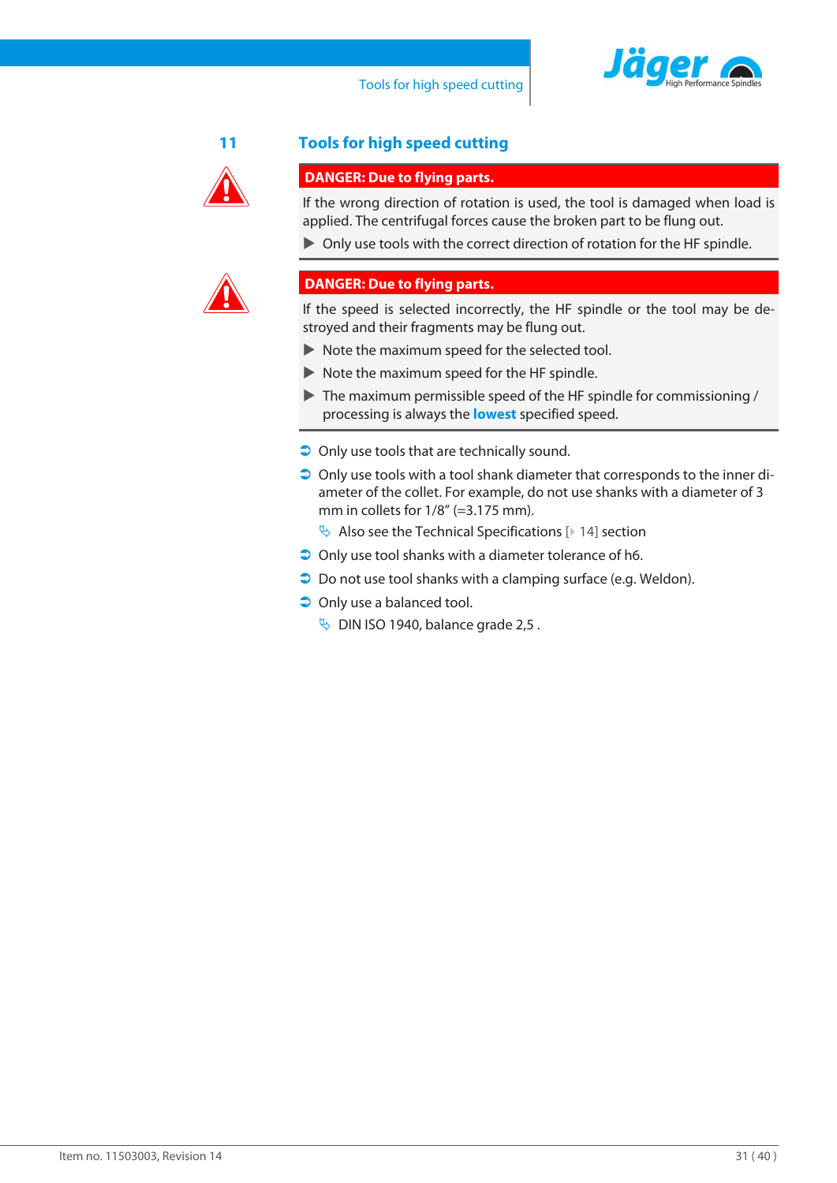# 11 Tools for high speed cutting

**DANGER: Due to flying parts.**

If the wrong direction of rotation is used, the tool is damaged when load is applied. The centrifugal forces cause the broken part to be flung out.

- Only use tools with the correct direction of rotation for the HF spindle.

**DANGER: Due to flying parts.**

If the speed is selected incorrectly, the HF spindle or the tool may be destroyed and their fragments may be flung out.

- Note the maximum speed for the selected tool.
- Note the maximum speed for the HF spindle.
- The maximum permissible speed of the HF spindle for commissioning / processing is always the **lowest** specified speed.

- Only use tools that are technically sound.
- Only use tools with a tool shank diameter that corresponds to the inner diameter of the collet. For example, do not use shanks with a diameter of 3 mm in collets for 1/8" (=3.175 mm).
  - Also see the Technical Specifications [▸ 14] section
- Only use tool shanks with a diameter tolerance of h6.
- Do not use tool shanks with a clamping surface (e.g. Weldon).
- Only use a balanced tool.
  - DIN ISO 1940, balance grade 2,5 .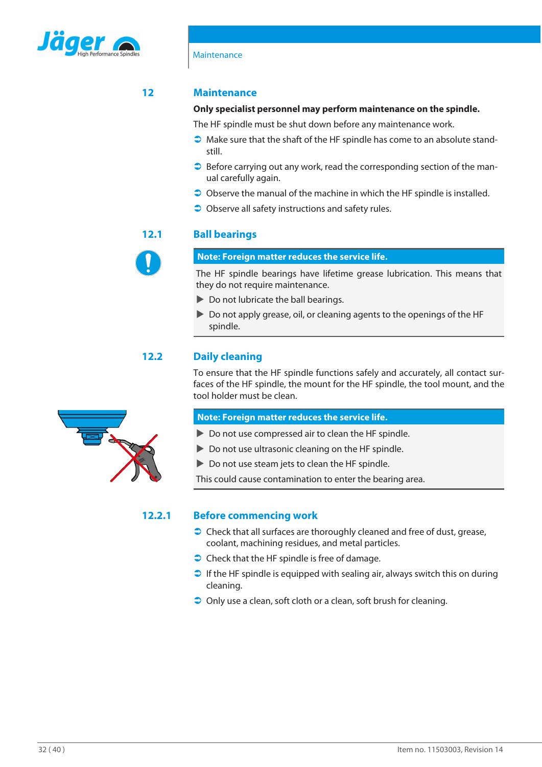# 12 Maintenance

**Only specialist personnel may perform maintenance on the spindle.**

The HF spindle must be shut down before any maintenance work.

- Make sure that the shaft of the HF spindle has come to an absolute standstill.
- Before carrying out any work, read the corresponding section of the manual carefully again.
- Observe the manual of the machine in which the HF spindle is installed.
- Observe all safety instructions and safety rules.

## 12.1 Ball bearings

**Note: Foreign matter reduces the service life.**

The HF spindle bearings have lifetime grease lubrication. This means that they do not require maintenance.

- Do not lubricate the ball bearings.
- Do not apply grease, oil, or cleaning agents to the openings of the HF spindle.

## 12.2 Daily cleaning

To ensure that the HF spindle functions safely and accurately, all contact surfaces of the HF spindle, the mount for the HF spindle, the tool mount, and the tool holder must be clean.

**Note: Foreign matter reduces the service life.**

- Do not use compressed air to clean the HF spindle.
- Do not use ultrasonic cleaning on the HF spindle.
- Do not use steam jets to clean the HF spindle.

This could cause contamination to enter the bearing area.

### 12.2.1 Before commencing work

- Check that all surfaces are thoroughly cleaned and free of dust, grease, coolant, machining residues, and metal particles.
- Check that the HF spindle is free of damage.
- If the HF spindle is equipped with sealing air, always switch this on during cleaning.
- Only use a clean, soft cloth or a clean, soft brush for cleaning.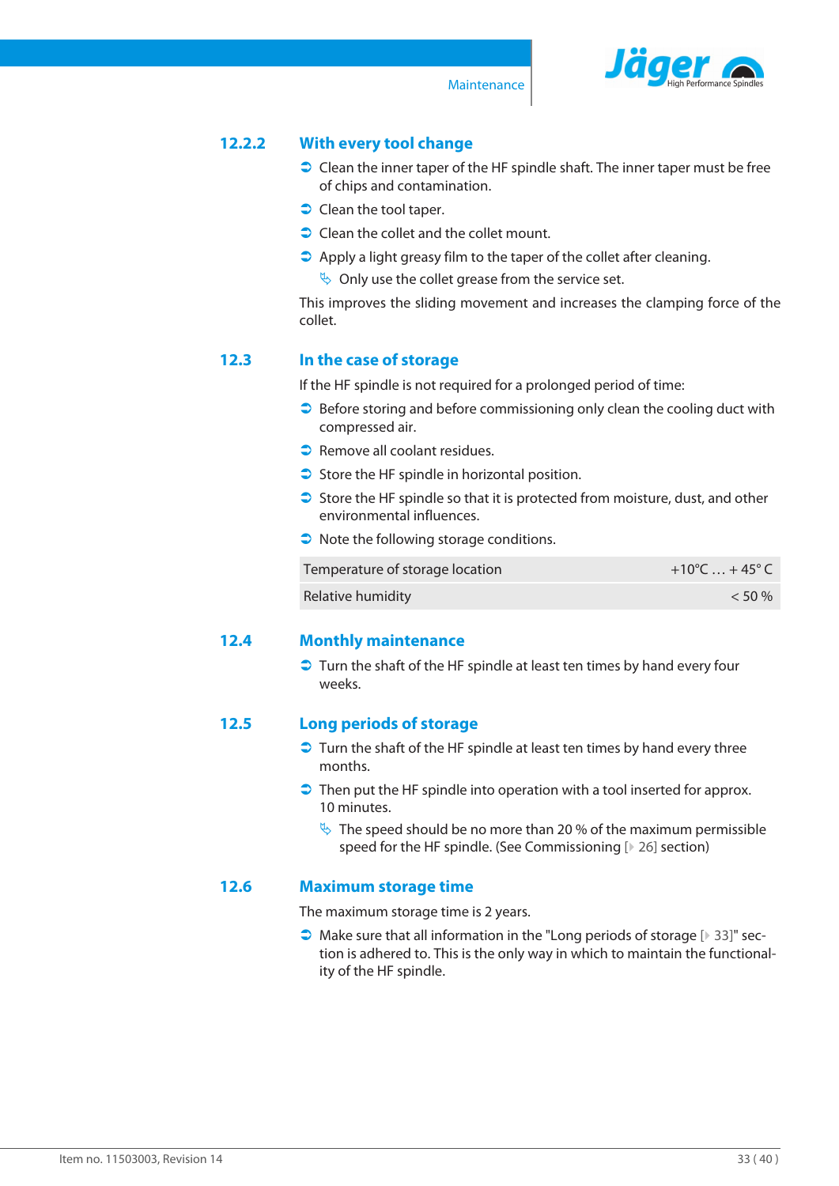### 12.2.2 With every tool change

- Clean the inner taper of the HF spindle shaft. The inner taper must be free of chips and contamination.
- Clean the tool taper.
- Clean the collet and the collet mount.
- Apply a light greasy film to the taper of the collet after cleaning.
  - Only use the collet grease from the service set.

This improves the sliding movement and increases the clamping force of the collet.

## 12.3 In the case of storage

If the HF spindle is not required for a prolonged period of time:

- Before storing and before commissioning only clean the cooling duct with compressed air.
- Remove all coolant residues.
- Store the HF spindle in horizontal position.
- Store the HF spindle so that it is protected from moisture, dust, and other environmental influences.
- Note the following storage conditions.

| | |
|---|---|
| Temperature of storage location | +10°C … + 45° C |
| Relative humidity | < 50 % |

## 12.4 Monthly maintenance

- Turn the shaft of the HF spindle at least ten times by hand every four weeks.

## 12.5 Long periods of storage

- Turn the shaft of the HF spindle at least ten times by hand every three months.
- Then put the HF spindle into operation with a tool inserted for approx. 10 minutes.
  - The speed should be no more than 20 % of the maximum permissible speed for the HF spindle. (See Commissioning [▸ 26] section)

## 12.6 Maximum storage time

The maximum storage time is 2 years.

- Make sure that all information in the "Long periods of storage [▸ 33]" section is adhered to. This is the only way in which to maintain the functionality of the HF spindle.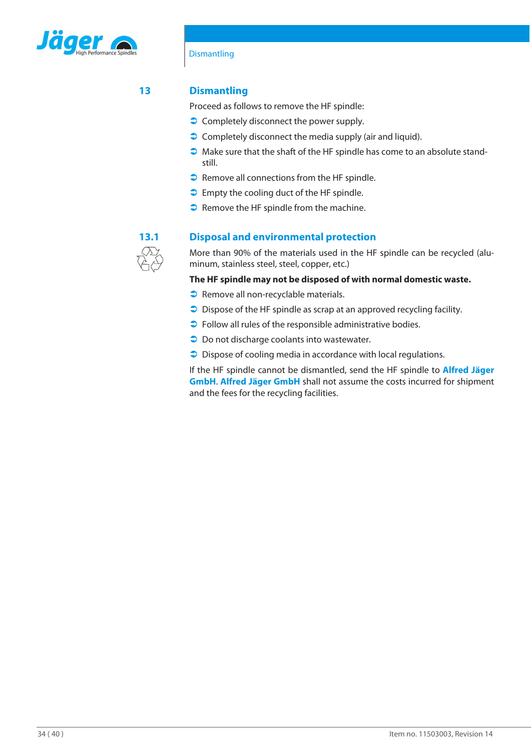# 13 Dismantling

Proceed as follows to remove the HF spindle:

- Completely disconnect the power supply.
- Completely disconnect the media supply (air and liquid).
- Make sure that the shaft of the HF spindle has come to an absolute standstill.
- Remove all connections from the HF spindle.
- Empty the cooling duct of the HF spindle.
- Remove the HF spindle from the machine.

## 13.1 Disposal and environmental protection

More than 90% of the materials used in the HF spindle can be recycled (aluminum, stainless steel, steel, copper, etc.)

**The HF spindle may not be disposed of with normal domestic waste.**

- Remove all non-recyclable materials.
- Dispose of the HF spindle as scrap at an approved recycling facility.
- Follow all rules of the responsible administrative bodies.
- Do not discharge coolants into wastewater.
- Dispose of cooling media in accordance with local regulations.

If the HF spindle cannot be dismantled, send the HF spindle to **Alfred Jäger GmbH**. **Alfred Jäger GmbH** shall not assume the costs incurred for shipment and the fees for the recycling facilities.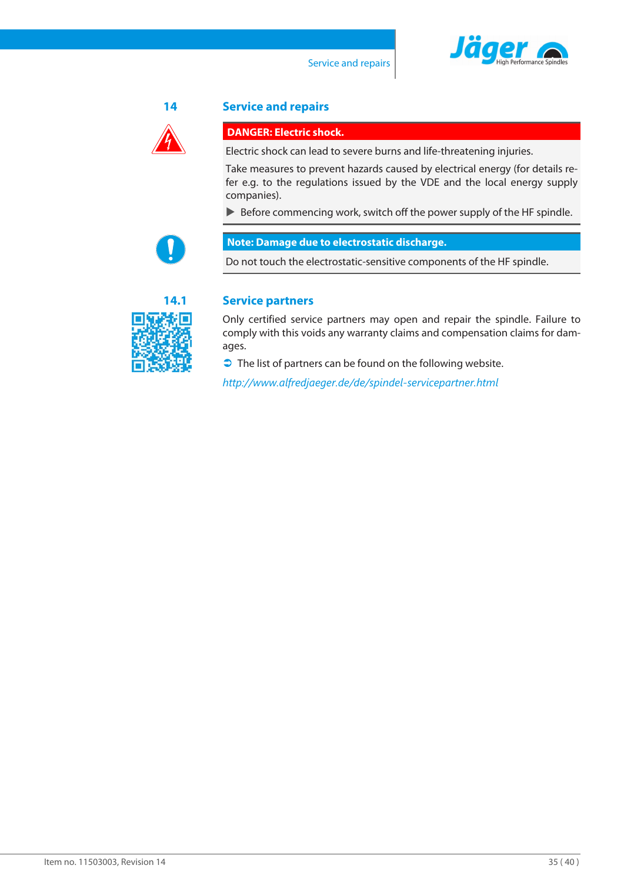# 14 Service and repairs

**DANGER: Electric shock.**

Electric shock can lead to severe burns and life-threatening injuries.

Take measures to prevent hazards caused by electrical energy (for details refer e.g. to the regulations issued by the VDE and the local energy supply companies).

- Before commencing work, switch off the power supply of the HF spindle.

**Note: Damage due to electrostatic discharge.**

Do not touch the electrostatic-sensitive components of the HF spindle.

## 14.1 Service partners

Only certified service partners may open and repair the spindle. Failure to comply with this voids any warranty claims and compensation claims for damages.

➲ The list of partners can be found on the following website.

*http://www.alfredjaeger.de/de/spindel-servicepartner.html*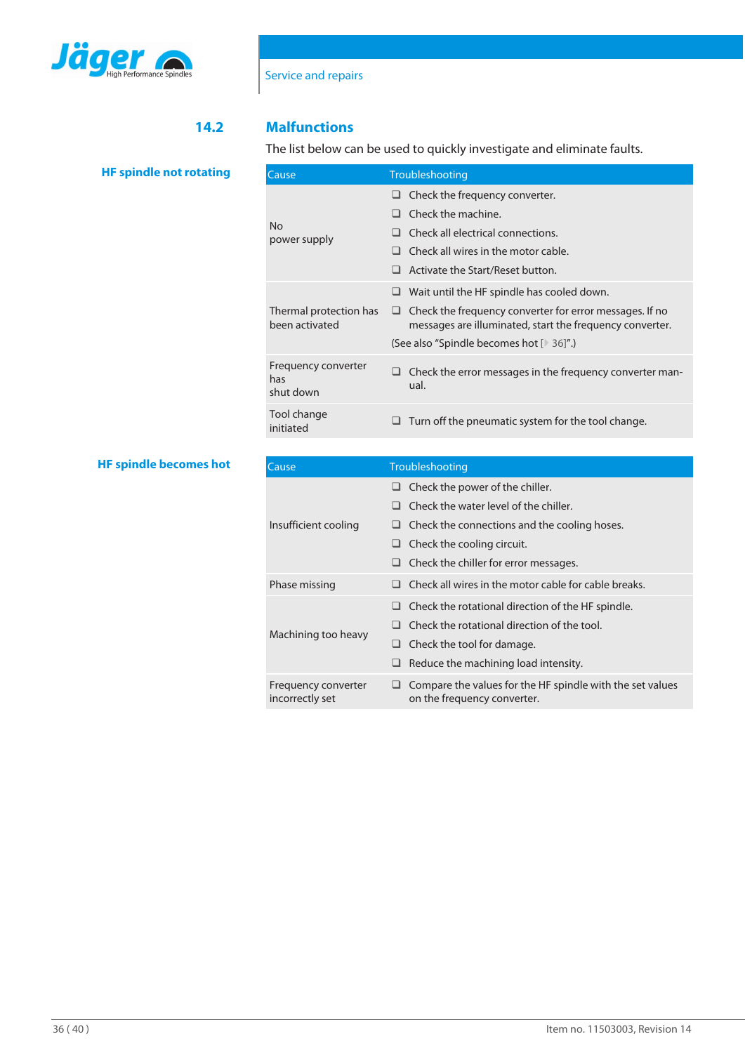## 14.2 Malfunctions

The list below can be used to quickly investigate and eliminate faults.

**HF spindle not rotating**

| Cause | Troubleshooting |
|---|---|
| No power supply | ❑ Check the frequency converter.<br>❑ Check the machine.<br>❑ Check all electrical connections.<br>❑ Check all wires in the motor cable.<br>❑ Activate the Start/Reset button. |
| Thermal protection has been activated | ❑ Wait until the HF spindle has cooled down.<br>❑ Check the frequency converter for error messages. If no messages are illuminated, start the frequency converter.<br>(See also “Spindle becomes hot [▸ 36]”.) |
| Frequency converter has shut down | ❑ Check the error messages in the frequency converter manual. |
| Tool change initiated | ❑ Turn off the pneumatic system for the tool change. |

**HF spindle becomes hot**

| Cause | Troubleshooting |
|---|---|
| Insufficient cooling | ❑ Check the power of the chiller.<br>❑ Check the water level of the chiller.<br>❑ Check the connections and the cooling hoses.<br>❑ Check the cooling circuit.<br>❑ Check the chiller for error messages. |
| Phase missing | ❑ Check all wires in the motor cable for cable breaks. |
| Machining too heavy | ❑ Check the rotational direction of the HF spindle.<br>❑ Check the rotational direction of the tool.<br>❑ Check the tool for damage.<br>❑ Reduce the machining load intensity. |
| Frequency converter incorrectly set | ❑ Compare the values for the HF spindle with the set values on the frequency converter. |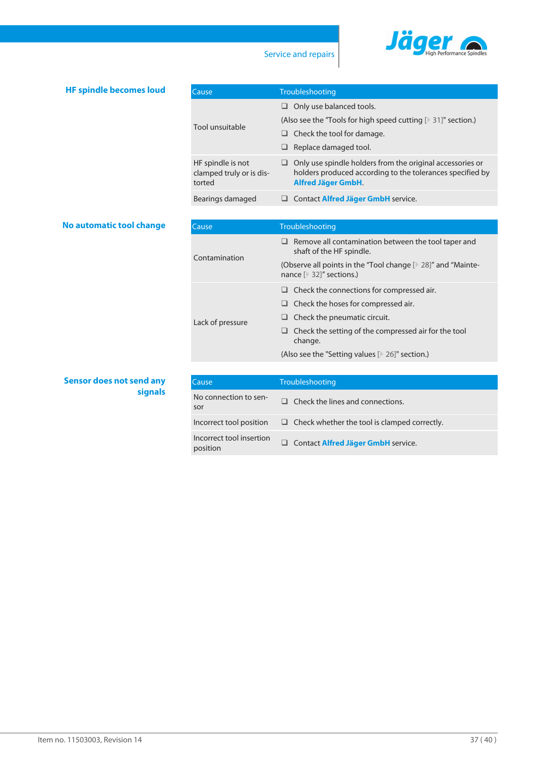### HF spindle becomes loud

| Cause | Troubleshooting |
|---|---|
| Tool unsuitable | ❑ Only use balanced tools.<br>(Also see the "Tools for high speed cutting [▸ 31]" section.)<br>❑ Check the tool for damage.<br>❑ Replace damaged tool. |
| HF spindle is not clamped truly or is distorted | ❑ Only use spindle holders from the original accessories or holders produced according to the tolerances specified by **Alfred Jäger GmbH**. |
| Bearings damaged | ❑ Contact **Alfred Jäger GmbH** service. |

### No automatic tool change

| Cause | Troubleshooting |
|---|---|
| Contamination | ❑ Remove all contamination between the tool taper and shaft of the HF spindle.<br>(Observe all points in the "Tool change [▸ 28]" and "Maintenance [▸ 32]" sections.) |
| Lack of pressure | ❑ Check the connections for compressed air.<br>❑ Check the hoses for compressed air.<br>❑ Check the pneumatic circuit.<br>❑ Check the setting of the compressed air for the tool change.<br>(Also see the "Setting values [▸ 26]" section.) |

### Sensor does not send any signals

| Cause | Troubleshooting |
|---|---|
| No connection to sensor | ❑ Check the lines and connections. |
| Incorrect tool position | ❑ Check whether the tool is clamped correctly. |
| Incorrect tool insertion position | ❑ Contact **Alfred Jäger GmbH** service. |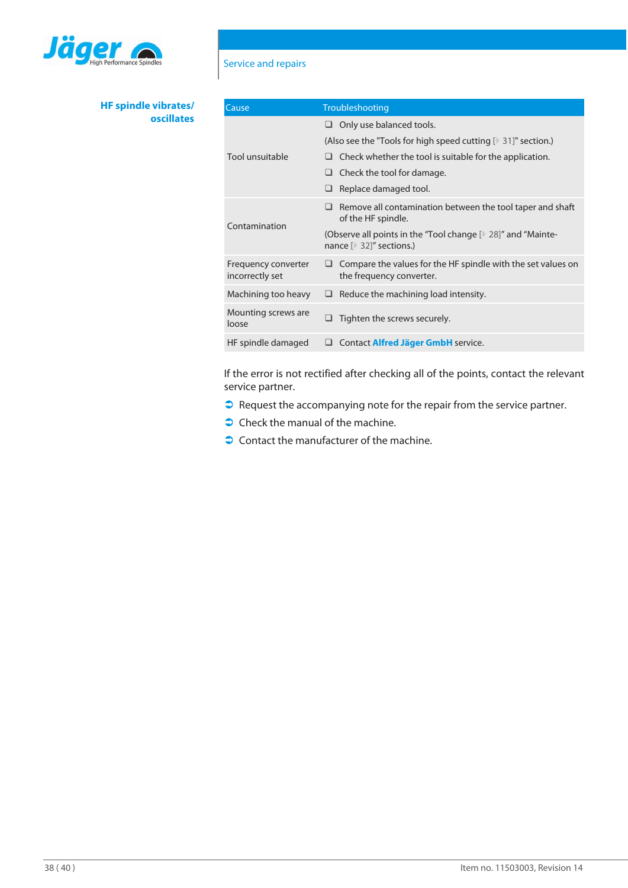### HF spindle vibrates/ oscillates

| Cause | Troubleshooting |
|---|---|
| Tool unsuitable | ❑ Only use balanced tools.<br>(Also see the "Tools for high speed cutting [▷ 31]" section.)<br>❑ Check whether the tool is suitable for the application.<br>❑ Check the tool for damage.<br>❑ Replace damaged tool. |
| Contamination | ❑ Remove all contamination between the tool taper and shaft of the HF spindle.<br>(Observe all points in the "Tool change [▷ 28]" and "Maintenance [▷ 32]" sections.) |
| Frequency converter incorrectly set | ❑ Compare the values for the HF spindle with the set values on the frequency converter. |
| Machining too heavy | ❑ Reduce the machining load intensity. |
| Mounting screws are loose | ❑ Tighten the screws securely. |
| HF spindle damaged | ❑ Contact **Alfred Jäger GmbH** service. |

If the error is not rectified after checking all of the points, contact the relevant service partner.

- Request the accompanying note for the repair from the service partner.
- Check the manual of the machine.
- Contact the manufacturer of the machine.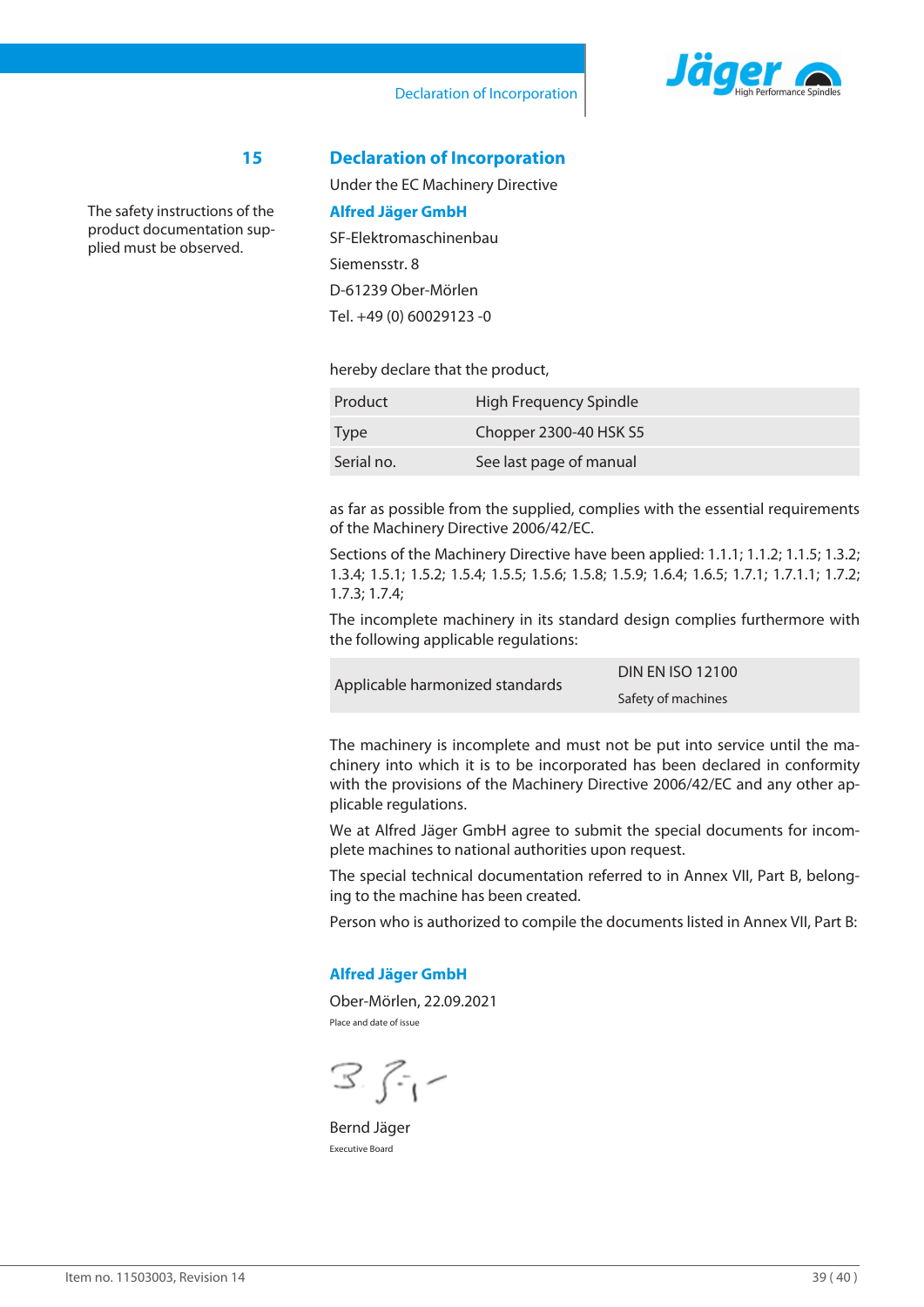## 15 Declaration of Incorporation

The safety instructions of the product documentation supplied must be observed.

Under the EC Machinery Directive

**Alfred Jäger GmbH**

SF-Elektromaschinenbau

Siemensstr. 8

D-61239 Ober-Mörlen

Tel. +49 (0) 60029123 -0

hereby declare that the product,

| | |
|---|---|
| Product | High Frequency Spindle |
| Type | Chopper 2300-40 HSK S5 |
| Serial no. | See last page of manual |

as far as possible from the supplied, complies with the essential requirements of the Machinery Directive 2006/42/EC.

Sections of the Machinery Directive have been applied: 1.1.1; 1.1.2; 1.1.5; 1.3.2; 1.3.4; 1.5.1; 1.5.2; 1.5.4; 1.5.5; 1.5.6; 1.5.8; 1.5.9; 1.6.4; 1.6.5; 1.7.1; 1.7.1.1; 1.7.2; 1.7.3; 1.7.4;

The incomplete machinery in its standard design complies furthermore with the following applicable regulations:

| | |
|---|---|
| Applicable harmonized standards | DIN EN ISO 12100<br>Safety of machines |

The machinery is incomplete and must not be put into service until the machinery into which it is to be incorporated has been declared in conformity with the provisions of the Machinery Directive 2006/42/EC and any other applicable regulations.

We at Alfred Jäger GmbH agree to submit the special documents for incomplete machines to national authorities upon request.

The special technical documentation referred to in Annex VII, Part B, belonging to the machine has been created.

Person who is authorized to compile the documents listed in Annex VII, Part B:

**Alfred Jäger GmbH**

Ober-Mörlen, 22.09.2021

Place and date of issue

Bernd Jäger

Executive Board

Item no. 11503003, Revision 14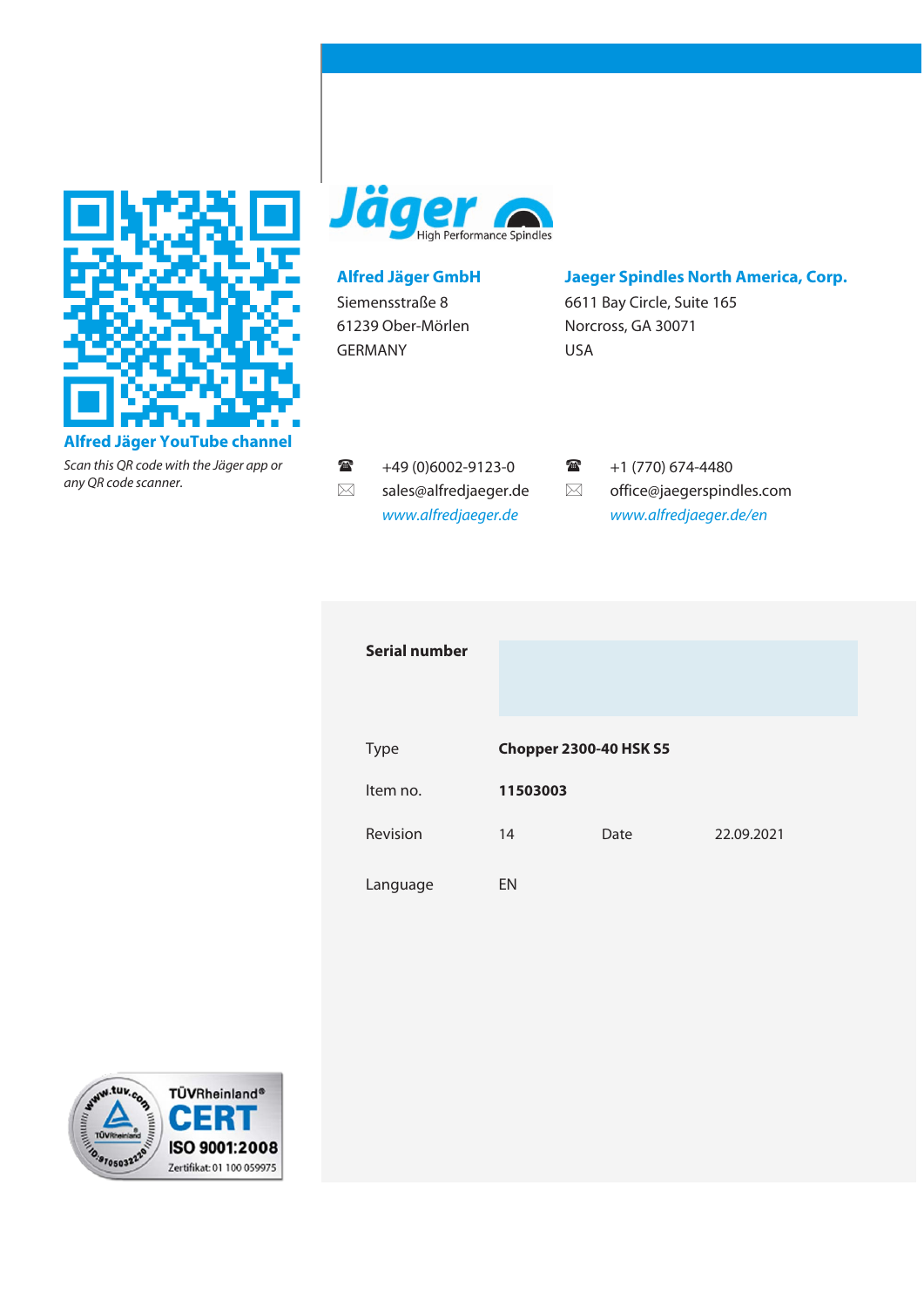**Alfred Jäger YouTube channel**

*Scan this QR code with the Jäger app or any QR code scanner.*

Jäger High Performance Spindles

**Alfred Jäger GmbH**
Siemensstraße 8
61239 Ober-Mörlen
GERMANY

☎ +49 (0)6002-9123-0
✉ sales@alfredjaeger.de
*www.alfredjaeger.de*

**Jaeger Spindles North America, Corp.**
6611 Bay Circle, Suite 165
Norcross, GA 30071
USA

☎ +1 (770) 674-4480
✉ office@jaegerspindles.com
*www.alfredjaeger.de/en*

| | | | |
|---|---|---|---|
| **Serial number** | | | |
| Type | **Chopper 2300-40 HSK S5** | | |
| Item no. | **11503003** | | |
| Revision | 14 | Date | 22.09.2021 |
| Language | EN | | |

TÜVRheinland® CERT ISO 9001:2008 Zertifikat: 01 100 059975